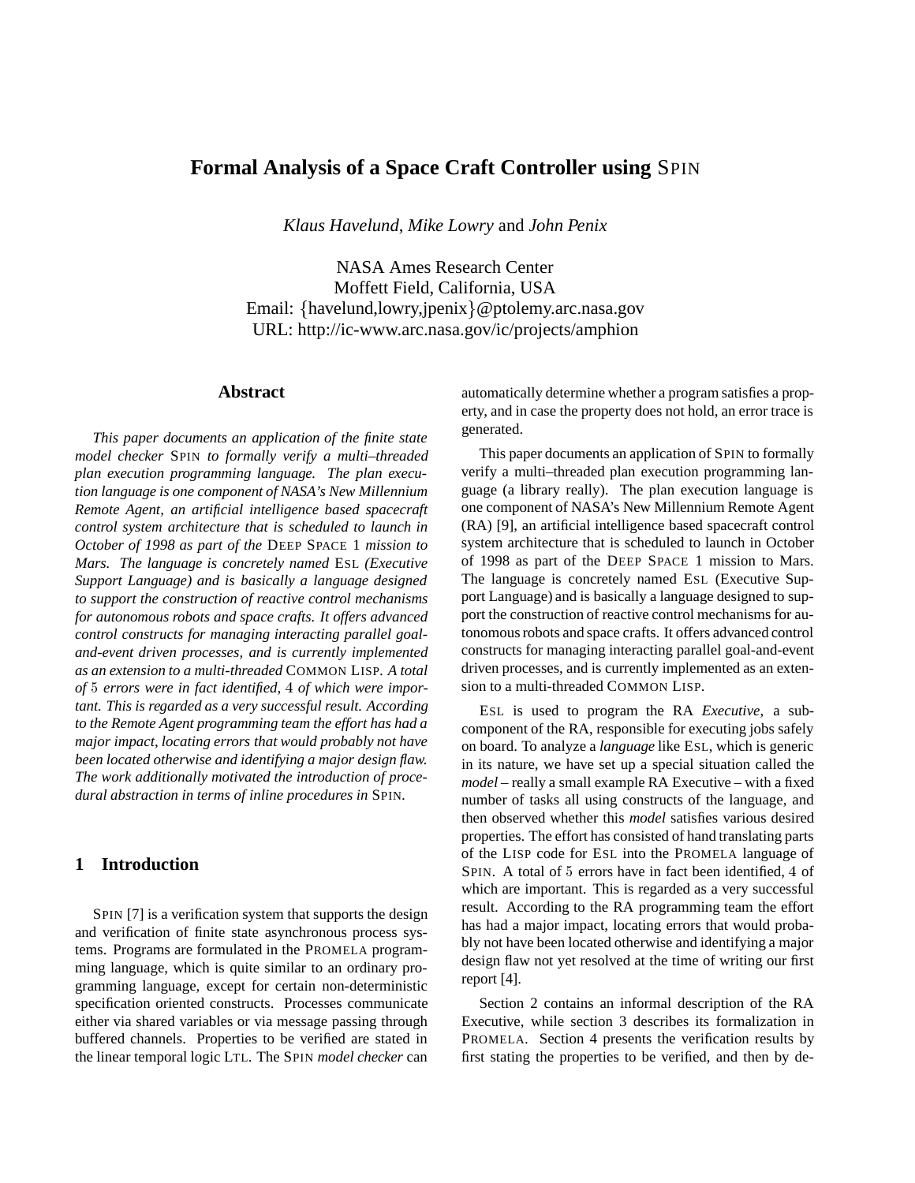# Formal Analysis of a Space Craft Controller using SPIN

*Klaus Havelund*, *Mike Lowry* and *John Penix*

NASA Ames Research Center
Moffett Field, California, USA
Email: {havelund,lowry,jpenix}@ptolemy.arc.nasa.gov
URL: http://ic-www.arc.nasa.gov/ic/projects/amphion

## Abstract

*This paper documents an application of the finite state model checker* SPIN *to formally verify a multi–threaded plan execution programming language. The plan execution language is one component of NASA's New Millennium Remote Agent, an artificial intelligence based spacecraft control system architecture that is scheduled to launch in October of 1998 as part of the* DEEP SPACE 1 *mission to Mars. The language is concretely named* ESL *(Executive Support Language) and is basically a language designed to support the construction of reactive control mechanisms for autonomous robots and space crafts. It offers advanced control constructs for managing interacting parallel goal-and-event driven processes, and is currently implemented as an extension to a multi-threaded* COMMON LISP*. A total of* 5 *errors were in fact identified,* 4 *of which were important. This is regarded as a very successful result. According to the Remote Agent programming team the effort has had a major impact, locating errors that would probably not have been located otherwise and identifying a major design flaw. The work additionally motivated the introduction of procedural abstraction in terms of inline procedures in* SPIN*.*

## 1 Introduction

SPIN [7] is a verification system that supports the design and verification of finite state asynchronous process systems. Programs are formulated in the PROMELA programming language, which is quite similar to an ordinary programming language, except for certain non-deterministic specification oriented constructs. Processes communicate either via shared variables or via message passing through buffered channels. Properties to be verified are stated in the linear temporal logic LTL. The SPIN *model checker* can automatically determine whether a program satisfies a property, and in case the property does not hold, an error trace is generated.

This paper documents an application of SPIN to formally verify a multi–threaded plan execution programming language (a library really). The plan execution language is one component of NASA's New Millennium Remote Agent (RA) [9], an artificial intelligence based spacecraft control system architecture that is scheduled to launch in October of 1998 as part of the DEEP SPACE 1 mission to Mars. The language is concretely named ESL (Executive Support Language) and is basically a language designed to support the construction of reactive control mechanisms for autonomous robots and space crafts. It offers advanced control constructs for managing interacting parallel goal-and-event driven processes, and is currently implemented as an extension to a multi-threaded COMMON LISP.

ESL is used to program the RA *Executive*, a subcomponent of the RA, responsible for executing jobs safely on board. To analyze a *language* like ESL, which is generic in its nature, we have set up a special situation called the *model* – really a small example RA Executive – with a fixed number of tasks all using constructs of the language, and then observed whether this *model* satisfies various desired properties. The effort has consisted of hand translating parts of the LISP code for ESL into the PROMELA language of SPIN. A total of 5 errors have in fact been identified, 4 of which are important. This is regarded as a very successful result. According to the RA programming team the effort has had a major impact, locating errors that would probably not have been located otherwise and identifying a major design flaw not yet resolved at the time of writing our first report [4].

Section 2 contains an informal description of the RA Executive, while section 3 describes its formalization in PROMELA. Section 4 presents the verification results by first stating the properties to be verified, and then by de-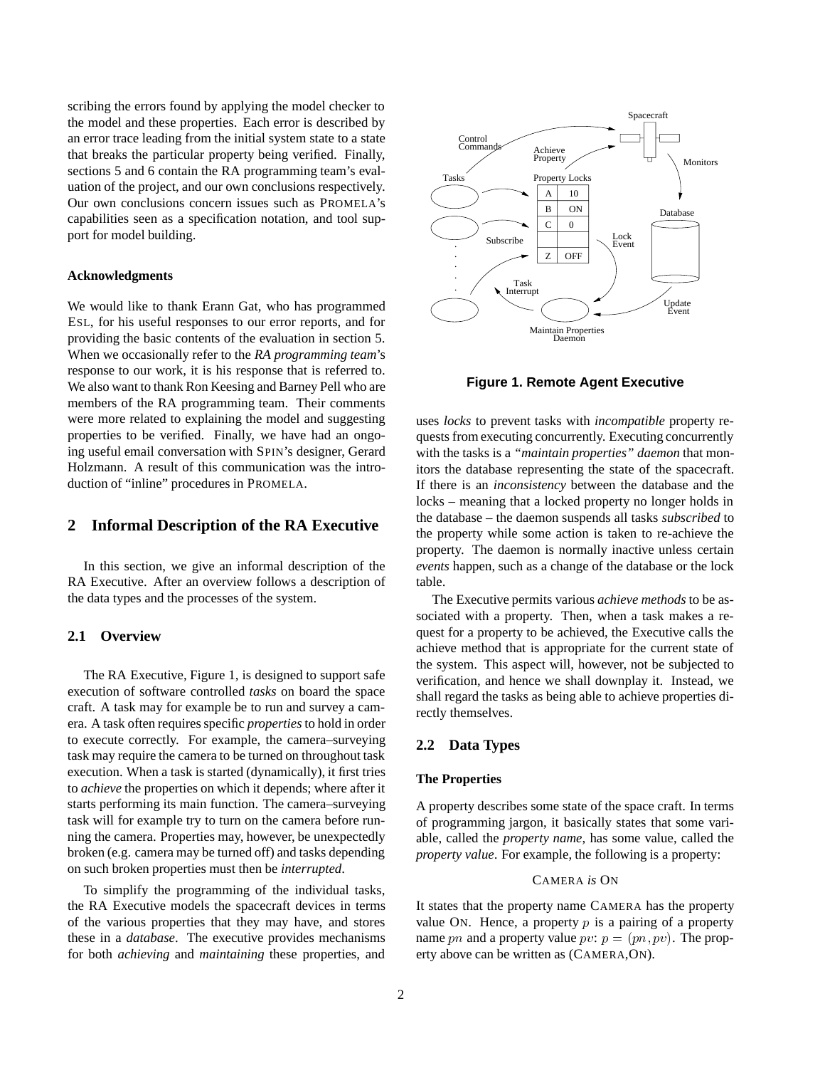scribing the errors found by applying the model checker to the model and these properties. Each error is described by an error trace leading from the initial system state to a state that breaks the particular property being verified. Finally, sections 5 and 6 contain the RA programming team's evaluation of the project, and our own conclusions respectively. Our own conclusions concern issues such as PROMELA's capabilities seen as a specification notation, and tool support for model building.

### Acknowledgments

We would like to thank Erann Gat, who has programmed ESL, for his useful responses to our error reports, and for providing the basic contents of the evaluation in section 5. When we occasionally refer to the *RA programming team*'s response to our work, it is his response that is referred to. We also want to thank Ron Keesing and Barney Pell who are members of the RA programming team. Their comments were more related to explaining the model and suggesting properties to be verified. Finally, we have had an ongoing useful email conversation with SPIN's designer, Gerard Holzmann. A result of this communication was the introduction of "inline" procedures in PROMELA.

## 2 Informal Description of the RA Executive

In this section, we give an informal description of the RA Executive. After an overview follows a description of the data types and the processes of the system.

### 2.1 Overview

The RA Executive, Figure 1, is designed to support safe execution of software controlled *tasks* on board the space craft. A task may for example be to run and survey a camera. A task often requires specific *properties* to hold in order to execute correctly. For example, the camera–surveying task may require the camera to be turned on throughout task execution. When a task is started (dynamically), it first tries to *achieve* the properties on which it depends; where after it starts performing its main function. The camera–surveying task will for example try to turn on the camera before running the camera. Properties may, however, be unexpectedly broken (e.g. camera may be turned off) and tasks depending on such broken properties must then be *interrupted*.

To simplify the programming of the individual tasks, the RA Executive models the spacecraft devices in terms of the various properties that they may have, and stores these in a *database*. The executive provides mechanisms for both *achieving* and *maintaining* these properties, and uses *locks* to prevent tasks with *incompatible* property requests from executing concurrently. Executing concurrently with the tasks is a *"maintain properties" daemon* that monitors the database representing the state of the spacecraft. If there is an *inconsistency* between the database and the locks – meaning that a locked property no longer holds in the database – the daemon suspends all tasks *subscribed* to the property while some action is taken to re-achieve the property. The daemon is normally inactive unless certain *events* happen, such as a change of the database or the lock table.

**Figure 1. Remote Agent Executive**

The Executive permits various *achieve methods* to be associated with a property. Then, when a task makes a request for a property to be achieved, the Executive calls the achieve method that is appropriate for the current state of the system. This aspect will, however, not be subjected to verification, and hence we shall downplay it. Instead, we shall regard the tasks as being able to achieve properties directly themselves.

### 2.2 Data Types

#### The Properties

A property describes some state of the space craft. In terms of programming jargon, it basically states that some variable, called the *property name*, has some value, called the *property value*. For example, the following is a property:

CAMERA *is* ON

It states that the property name CAMERA has the property value ON. Hence, a property $p$ is a pairing of a property name $pn$ and a property value $pv$: $p = (pn, pv)$. The property above can be written as (CAMERA,ON).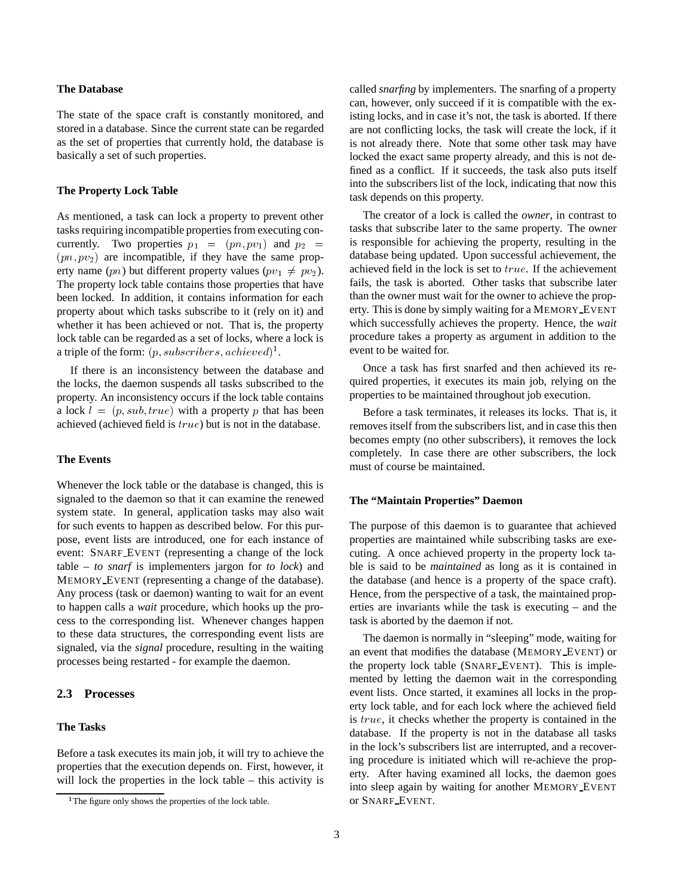### The Database

The state of the space craft is constantly monitored, and stored in a database. Since the current state can be regarded as the set of properties that currently hold, the database is basically a set of such properties.

### The Property Lock Table

As mentioned, a task can lock a property to prevent other tasks requiring incompatible properties from executing concurrently. Two properties $p_1 = (pn, pv_1)$ and $p_2 = (pn, pv_2)$ are incompatible, if they have the same property name ($pn$) but different property values ($pv_1 \neq pv_2$). The property lock table contains those properties that have been locked. In addition, it contains information for each property about which tasks subscribe to it (rely on it) and whether it has been achieved or not. That is, the property lock table can be regarded as a set of locks, where a lock is a triple of the form: $(p, subscribers, achieved)$[1].

If there is an inconsistency between the database and the locks, the daemon suspends all tasks subscribed to the property. An inconsistency occurs if the lock table contains a lock $l = (p, sub, true)$ with a property $p$ that has been achieved (achieved field is $true$) but is not in the database.

### The Events

Whenever the lock table or the database is changed, this is signaled to the daemon so that it can examine the renewed system state. In general, application tasks may also wait for such events to happen as described below. For this purpose, event lists are introduced, one for each instance of event: SNARF_EVENT (representing a change of the lock table – *to snarf* is implementers jargon for *to lock*) and MEMORY_EVENT (representing a change of the database). Any process (task or daemon) wanting to wait for an event to happen calls a *wait* procedure, which hooks up the process to the corresponding list. Whenever changes happen to these data structures, the corresponding event lists are signaled, via the *signal* procedure, resulting in the waiting processes being restarted - for example the daemon.

## 2.3 Processes

### The Tasks

Before a task executes its main job, it will try to achieve the properties that the execution depends on. First, however, it will lock the properties in the lock table – this activity is called *snarfing* by implementers. The snarfing of a property can, however, only succeed if it is compatible with the existing locks, and in case it's not, the task is aborted. If there are not conflicting locks, the task will create the lock, if it is not already there. Note that some other task may have locked the exact same property already, and this is not defined as a conflict. If it succeeds, the task also puts itself into the subscribers list of the lock, indicating that now this task depends on this property.

The creator of a lock is called the *owner*, in contrast to tasks that subscribe later to the same property. The owner is responsible for achieving the property, resulting in the database being updated. Upon successful achievement, the achieved field in the lock is set to $true$. If the achievement fails, the task is aborted. Other tasks that subscribe later than the owner must wait for the owner to achieve the property. This is done by simply waiting for a MEMORY_EVENT which successfully achieves the property. Hence, the *wait* procedure takes a property as argument in addition to the event to be waited for.

Once a task has first snarfed and then achieved its required properties, it executes its main job, relying on the properties to be maintained throughout job execution.

Before a task terminates, it releases its locks. That is, it removes itself from the subscribers list, and in case this then becomes empty (no other subscribers), it removes the lock completely. In case there are other subscribers, the lock must of course be maintained.

### The "Maintain Properties" Daemon

The purpose of this daemon is to guarantee that achieved properties are maintained while subscribing tasks are executing. A once achieved property in the property lock table is said to be *maintained* as long as it is contained in the database (and hence is a property of the space craft). Hence, from the perspective of a task, the maintained properties are invariants while the task is executing – and the task is aborted by the daemon if not.

The daemon is normally in "sleeping" mode, waiting for an event that modifies the database (MEMORY_EVENT) or the property lock table (SNARF_EVENT). This is implemented by letting the daemon wait in the corresponding event lists. Once started, it examines all locks in the property lock table, and for each lock where the achieved field is $true$, it checks whether the property is contained in the database. If the property is not in the database all tasks in the lock's subscribers list are interrupted, and a recovering procedure is initiated which will re-achieve the property. After having examined all locks, the daemon goes into sleep again by waiting for another MEMORY_EVENT or SNARF_EVENT.

[1] The figure only shows the properties of the lock table.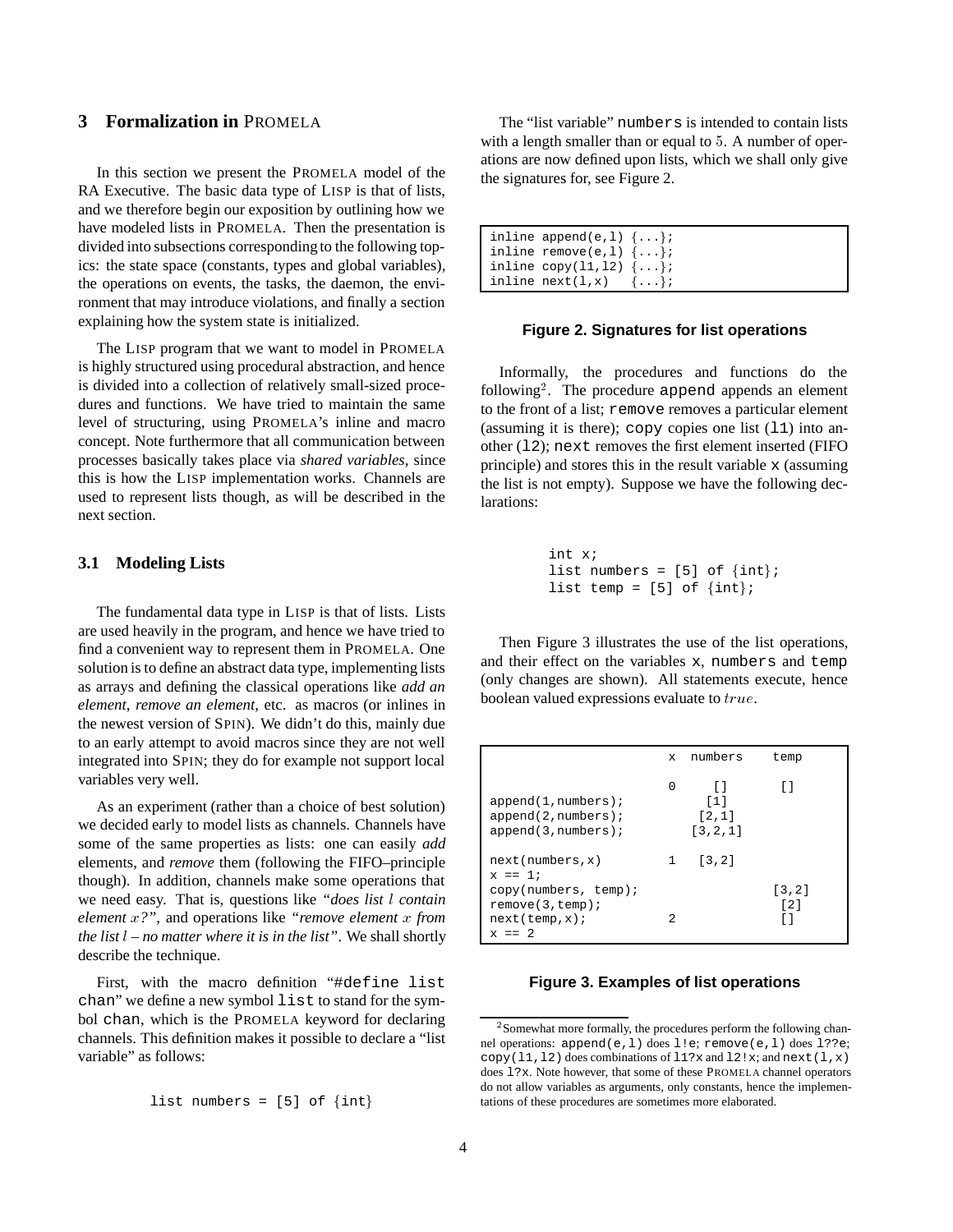## 3 Formalization in PROMELA

In this section we present the PROMELA model of the RA Executive. The basic data type of LISP is that of lists, and we therefore begin our exposition by outlining how we have modeled lists in PROMELA. Then the presentation is divided into subsections corresponding to the following topics: the state space (constants, types and global variables), the operations on events, the tasks, the daemon, the environment that may introduce violations, and finally a section explaining how the system state is initialized.

The LISP program that we want to model in PROMELA is highly structured using procedural abstraction, and hence is divided into a collection of relatively small-sized procedures and functions. We have tried to maintain the same level of structuring, using PROMELA's inline and macro concept. Note furthermore that all communication between processes basically takes place via *shared variables*, since this is how the LISP implementation works. Channels are used to represent lists though, as will be described in the next section.

### 3.1 Modeling Lists

The fundamental data type in LISP is that of lists. Lists are used heavily in the program, and hence we have tried to find a convenient way to represent them in PROMELA. One solution is to define an abstract data type, implementing lists as arrays and defining the classical operations like *add an element*, *remove an element*, etc. as macros (or inlines in the newest version of SPIN). We didn't do this, mainly due to an early attempt to avoid macros since they are not well integrated into SPIN; they do for example not support local variables very well.

As an experiment (rather than a choice of best solution) we decided early to model lists as channels. Channels have some of the same properties as lists: one can easily *add* elements, and *remove* them (following the FIFO–principle though). In addition, channels make some operations that we need easy. That is, questions like *"does list $l$ contain element $x$?"*, and operations like *"remove element $x$ from the list $l$ – no matter where it is in the list"*. We shall shortly describe the technique.

First, with the macro definition "`#define list chan`" we define a new symbol `list` to stand for the symbol `chan`, which is the PROMELA keyword for declaring channels. This definition makes it possible to declare a "list variable" as follows:

```
list numbers = [5] of {int}
```

The "list variable" `numbers` is intended to contain lists with a length smaller than or equal to 5. A number of operations are now defined upon lists, which we shall only give the signatures for, see Figure 2.

```
inline append(e,l) {...};
inline remove(e,l) {...};
inline copy(l1,l2) {...};
inline next(l,x)   {...};
```

**Figure 2. Signatures for list operations**

Informally, the procedures and functions do the following[2]. The procedure `append` appends an element to the front of a list; `remove` removes a particular element (assuming it is there); `copy` copies one list (`l1`) into another (`l2`); `next` removes the first element inserted (FIFO principle) and stores this in the result variable `x` (assuming the list is not empty). Suppose we have the following declarations:

```
int x;
list numbers = [5] of {int};
list temp = [5] of {int};
```

Then Figure 3 illustrates the use of the list operations, and their effect on the variables `x`, `numbers` and `temp` (only changes are shown). All statements execute, hence boolean valued expressions evaluate to $true$.

| | x | numbers | temp |
|---|---|---|---|
| | 0 | [] | [] |
| append(1,numbers); | | [1] | |
| append(2,numbers); | | [2,1] | |
| append(3,numbers); | | [3,2,1] | |
| next(numbers,x) | 1 | [3,2] | |
| x == 1; | | | |
| copy(numbers, temp); | | | [3,2] |
| remove(3,temp); | | | [2] |
| next(temp,x); | 2 | | [] |
| x == 2 | | | |

**Figure 3. Examples of list operations**

[2] Somewhat more formally, the procedures perform the following channel operations: `append(e,l)` does `l!e`; `remove(e,l)` does `l??e`; `copy(l1,l2)` does combinations of `l1?x` and `l2!x`; and `next(l,x)` does `l?x`. Note however, that some of these PROMELA channel operators do not allow variables as arguments, only constants, hence the implementations of these procedures are sometimes more elaborated.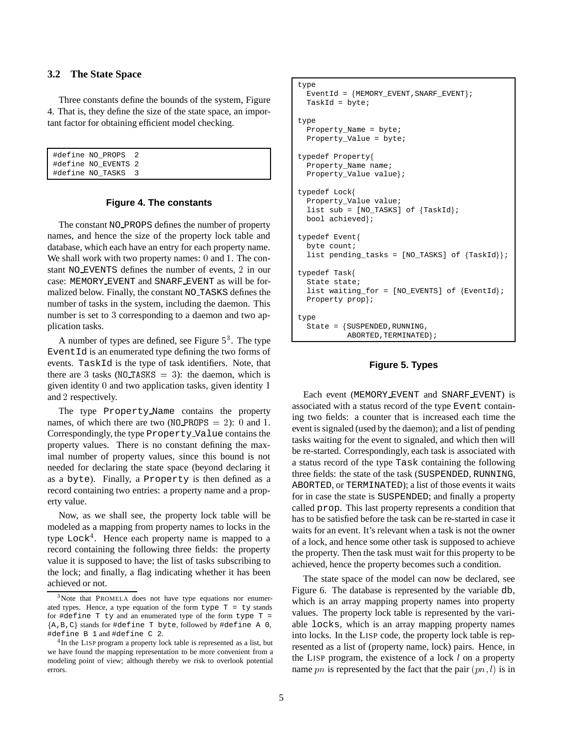### 3.2 The State Space

Three constants define the bounds of the system, Figure 4. That is, they define the size of the state space, an important factor for obtaining efficient model checking.

```
#define NO_PROPS  2
#define NO_EVENTS 2
#define NO_TASKS  3
```

**Figure 4. The constants**

The constant NO_PROPS defines the number of property names, and hence the size of the property lock table and database, which each have an entry for each property name. We shall work with two property names: $0$ and $1$. The constant NO_EVENTS defines the number of events, $2$ in our case: MEMORY_EVENT and SNARF_EVENT as will be formalized below. Finally, the constant NO_TASKS defines the number of tasks in the system, including the daemon. This number is set to $3$ corresponding to a daemon and two application tasks.

A number of types are defined, see Figure 5[3]. The type EventId is an enumerated type defining the two forms of events. TaskId is the type of task identifiers. Note, that there are $3$ tasks (NO_TASKS $= 3$): the daemon, which is given identity $0$ and two application tasks, given identity $1$ and $2$ respectively.

The type Property_Name contains the property names, of which there are two (NO_PROPS $= 2$): $0$ and $1$. Correspondingly, the type Property_Value contains the property values. There is no constant defining the maximal number of property values, since this bound is not needed for declaring the state space (beyond declaring it as a byte). Finally, a Property is then defined as a record containing two entries: a property name and a property value.

Now, as we shall see, the property lock table will be modeled as a mapping from property names to locks in the type Lock[4]. Hence each property name is mapped to a record containing the following three fields: the property value it is supposed to have; the list of tasks subscribing to the lock; and finally, a flag indicating whether it has been achieved or not.

[3]Note that PROMELA does not have type equations nor enumerated types. Hence, a type equation of the form `type T = ty` stands for `#define T ty` and an enumerated type of the form `type T = {A,B,C}` stands for `#define T byte`, followed by `#define A 0`, `#define B 1` and `#define C 2`.

[4]In the LISP program a property lock table is represented as a list, but we have found the mapping representation to be more convenient from a modeling point of view; although thereby we risk to overlook potential errors.

```
type
  EventId = {MEMORY_EVENT,SNARF_EVENT};
  TaskId = byte;

type
  Property_Name = byte;
  Property_Value = byte;

typedef Property{
  Property_Name name;
  Property_Value value};

typedef Lock{
  Property_Value value;
  list sub = [NO_TASKS] of {TaskId};
  bool achieved};

typedef Event{
  byte count;
  list pending_tasks = [NO_TASKS] of {TaskId}};

typedef Task{
  State state;
  list waiting_for = [NO_EVENTS] of {EventId};
  Property prop};

type
  State = {SUSPENDED,RUNNING,
           ABORTED,TERMINATED};
```

**Figure 5. Types**

Each event (MEMORY_EVENT and SNARF_EVENT) is associated with a status record of the type Event containing two fields: a counter that is increased each time the event is signaled (used by the daemon); and a list of pending tasks waiting for the event to signaled, and which then will be re-started. Correspondingly, each task is associated with a status record of the type Task containing the following three fields: the state of the task (SUSPENDED, RUNNING, ABORTED, or TERMINATED); a list of those events it waits for in case the state is SUSPENDED; and finally a property called prop. This last property represents a condition that has to be satisfied before the task can be re-started in case it waits for an event. It's relevant when a task is not the owner of a lock, and hence some other task is supposed to achieve the property. Then the task must wait for this property to be achieved, hence the property becomes such a condition.

The state space of the model can now be declared, see Figure 6. The database is represented by the variable db, which is an array mapping property names into property values. The property lock table is represented by the variable locks, which is an array mapping property names into locks. In the LISP code, the property lock table is represented as a list of (property name, lock) pairs. Hence, in the LISP program, the existence of a lock $l$ on a property name $pn$ is represented by the fact that the pair $(pn, l)$ is in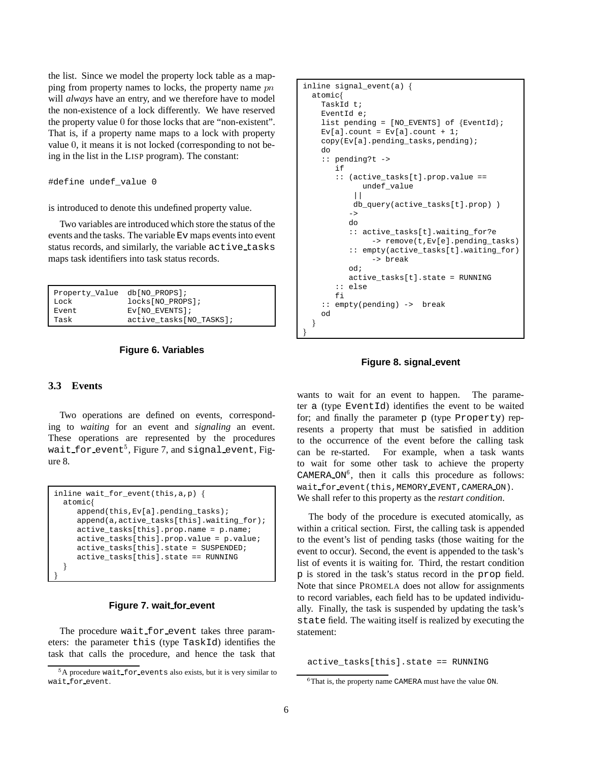the list. Since we model the property lock table as a mapping from property names to locks, the property name $pn$ will *always* have an entry, and we therefore have to model the non-existence of a lock differently. We have reserved the property value 0 for those locks that are "non-existent". That is, if a property name maps to a lock with property value 0, it means it is not locked (corresponding to not being in the list in the LISP program). The constant:

```
#define undef_value 0
```

is introduced to denote this undefined property value.

Two variables are introduced which store the status of the events and the tasks. The variable `Ev` maps events into event status records, and similarly, the variable `active_tasks` maps task identifiers into task status records.

```
Property_Value  db[NO_PROPS];
Lock            locks[NO_PROPS];
Event           Ev[NO_EVENTS];
Task            active_tasks[NO_TASKS];
```

**Figure 6. Variables**

### 3.3 Events

Two operations are defined on events, corresponding to *waiting* for an event and *signaling* an event. These operations are represented by the procedures `wait_for_event`[5], Figure 7, and `signal_event`, Figure 8.

```
inline wait_for_event(this,a,p) {
  atomic{
     append(this,Ev[a].pending_tasks);
     append(a,active_tasks[this].waiting_for);
     active_tasks[this].prop.name = p.name;
     active_tasks[this].prop.value = p.value;
     active_tasks[this].state = SUSPENDED;
     active_tasks[this].state == RUNNING
  }
}
```

**Figure 7. wait_for_event**

The procedure `wait_for_event` takes three parameters: the parameter `this` (type `TaskId`) identifies the task that calls the procedure, and hence the task that wants to wait for an event to happen. The parameter `a` (type `EventId`) identifies the event to be waited for; and finally the parameter `p` (type `Property`) represents a property that must be satisfied in addition to the occurrence of the event before the calling task can be re-started. For example, when a task wants to wait for some other task to achieve the property `CAMERA_ON`[6], then it calls this procedure as follows: `wait_for_event(this,MEMORY_EVENT,CAMERA_ON)`. We shall refer to this property as the *restart condition*.

```
inline signal_event(a) {
  atomic{
    TaskId t;
    EventId e;
    list pending = [NO_EVENTS] of {EventId};
    Ev[a].count = Ev[a].count + 1;
    copy(Ev[a].pending_tasks,pending);
    do
    :: pending?t ->
       if
       :: (active_tasks[t].prop.value ==
             undef_value
           ||
           db_query(active_tasks[t].prop) )
          ->
          do
          :: active_tasks[t].waiting_for?e
               -> remove(t,Ev[e].pending_tasks)
          :: empty(active_tasks[t].waiting_for)
               -> break
          od;
          active_tasks[t].state = RUNNING
       :: else
       fi
    :: empty(pending) ->  break
    od
  }
}
```

**Figure 8. signal_event**

The body of the procedure is executed atomically, as within a critical section. First, the calling task is appended to the event's list of pending tasks (those waiting for the event to occur). Second, the event is appended to the task's list of events it is waiting for. Third, the restart condition `p` is stored in the task's status record in the `prop` field. Note that since PROMELA does not allow for assignments to record variables, each field has to be updated individually. Finally, the task is suspended by updating the task's `state` field. The waiting itself is realized by executing the statement:

```
active_tasks[this].state == RUNNING
```

[5] A procedure `wait_for_events` also exists, but it is very similar to `wait_for_event`.

[6] That is, the property name `CAMERA` must have the value `ON`.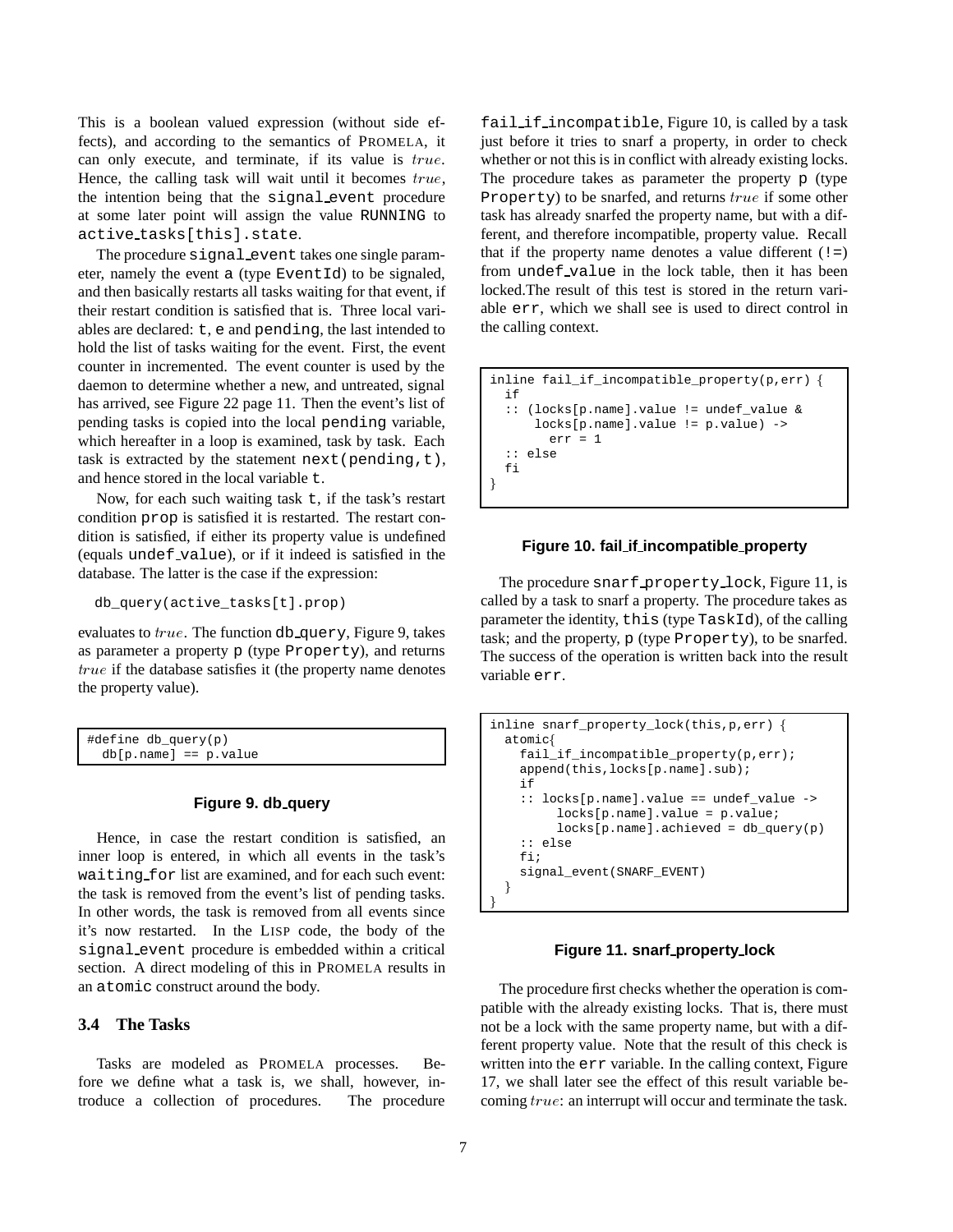This is a boolean valued expression (without side effects), and according to the semantics of PROMELA, it can only execute, and terminate, if its value is $true$. Hence, the calling task will wait until it becomes $true$, the intention being that the signal_event procedure at some later point will assign the value RUNNING to active_tasks[this].state.

The procedure signal_event takes one single parameter, namely the event a (type EventId) to be signaled, and then basically restarts all tasks waiting for that event, if their restart condition is satisfied that is. Three local variables are declared: t, e and pending, the last intended to hold the list of tasks waiting for the event. First, the event counter in incremented. The event counter is used by the daemon to determine whether a new, and untreated, signal has arrived, see Figure 22 page 11. Then the event's list of pending tasks is copied into the local pending variable, which hereafter in a loop is examined, task by task. Each task is extracted by the statement next(pending,t), and hence stored in the local variable t.

Now, for each such waiting task t, if the task's restart condition prop is satisfied it is restarted. The restart condition is satisfied, if either its property value is undefined (equals undef_value), or if it indeed is satisfied in the database. The latter is the case if the expression:

```
db_query(active_tasks[t].prop)
```

evaluates to $true$. The function db_query, Figure 9, takes as parameter a property p (type Property), and returns $true$ if the database satisfies it (the property name denotes the property value).

```
#define db_query(p)
  db[p.name] == p.value
```

**Figure 9. db_query**

Hence, in case the restart condition is satisfied, an inner loop is entered, in which all events in the task's waiting_for list are examined, and for each such event: the task is removed from the event's list of pending tasks. In other words, the task is removed from all events since it's now restarted. In the LISP code, the body of the signal_event procedure is embedded within a critical section. A direct modeling of this in PROMELA results in an atomic construct around the body.

### 3.4 The Tasks

Tasks are modeled as PROMELA processes. Before we define what a task is, we shall, however, introduce a collection of procedures. The procedure fail_if_incompatible, Figure 10, is called by a task just before it tries to snarf a property, in order to check whether or not this is in conflict with already existing locks. The procedure takes as parameter the property p (type Property) to be snarfed, and returns $true$ if some other task has already snarfed the property name, but with a different, and therefore incompatible, property value. Recall that if the property name denotes a value different (!=) from undef_value in the lock table, then it has been locked.The result of this test is stored in the return variable err, which we shall see is used to direct control in the calling context.

```
inline fail_if_incompatible_property(p,err) {
  if
  :: (locks[p.name].value != undef_value &
      locks[p.name].value != p.value) ->
        err = 1
  :: else
  fi
}
```

**Figure 10. fail_if_incompatible_property**

The procedure snarf_property_lock, Figure 11, is called by a task to snarf a property. The procedure takes as parameter the identity, this (type TaskId), of the calling task; and the property, p (type Property), to be snarfed. The success of the operation is written back into the result variable err.

```
inline snarf_property_lock(this,p,err) {
  atomic{
    fail_if_incompatible_property(p,err);
    append(this,locks[p.name].sub);
    if
    :: locks[p.name].value == undef_value ->
         locks[p.name].value = p.value;
         locks[p.name].achieved = db_query(p)
    :: else
    fi;
    signal_event(SNARF_EVENT)
  }
}
```

**Figure 11. snarf_property_lock**

The procedure first checks whether the operation is compatible with the already existing locks. That is, there must not be a lock with the same property name, but with a different property value. Note that the result of this check is written into the err variable. In the calling context, Figure 17, we shall later see the effect of this result variable becoming $true$: an interrupt will occur and terminate the task.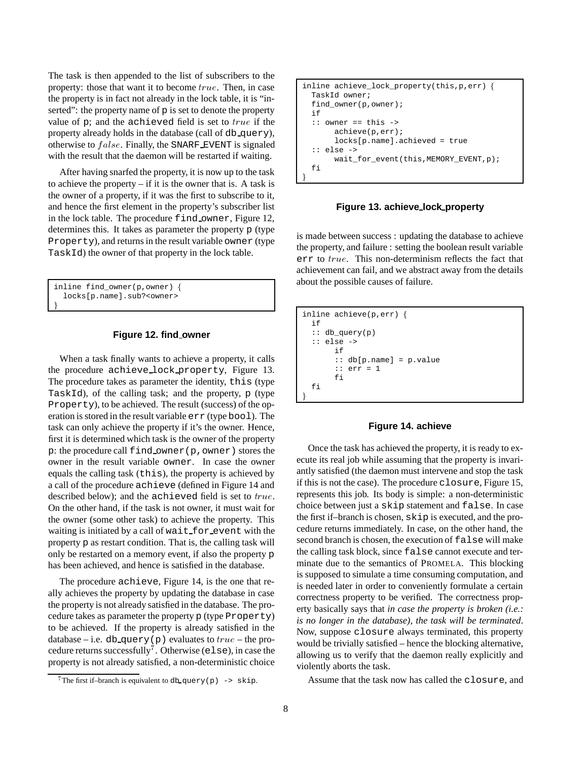The task is then appended to the list of subscribers to the property: those that want it to become $true$. Then, in case the property is in fact not already in the lock table, it is "inserted": the property name of p is set to denote the property value of p; and the achieved field is set to $true$ if the property already holds in the database (call of db_query), otherwise to $false$. Finally, the SNARF_EVENT is signaled with the result that the daemon will be restarted if waiting.

After having snarfed the property, it is now up to the task to achieve the property – if it is the owner that is. A task is the owner of a property, if it was the first to subscribe to it, and hence the first element in the property's subscriber list in the lock table. The procedure find_owner, Figure 12, determines this. It takes as parameter the property p (type Property), and returns in the result variable owner (type TaskId) the owner of that property in the lock table.

```
inline find_owner(p,owner) {
  locks[p.name].sub?<owner>
}
```

**Figure 12. find_owner**

When a task finally wants to achieve a property, it calls the procedure achieve_lock_property, Figure 13. The procedure takes as parameter the identity, this (type TaskId), of the calling task; and the property, p (type Property), to be achieved. The result (success) of the operation is stored in the result variable err (type bool). The task can only achieve the property if it's the owner. Hence, first it is determined which task is the owner of the property p: the procedure call find_owner(p,owner) stores the owner in the result variable owner. In case the owner equals the calling task (this), the property is achieved by a call of the procedure achieve (defined in Figure 14 and described below); and the achieved field is set to $true$. On the other hand, if the task is not owner, it must wait for the owner (some other task) to achieve the property. This waiting is initiated by a call of wait_for_event with the property p as restart condition. That is, the calling task will only be restarted on a memory event, if also the property p has been achieved, and hence is satisfied in the database.

The procedure achieve, Figure 14, is the one that really achieves the property by updating the database in case the property is not already satisfied in the database. The procedure takes as parameter the property p (type Property) to be achieved. If the property is already satisfied in the database – i.e. db_query(p) evaluates to $true$ – the procedure returns successfully[7]. Otherwise (else), in case the property is not already satisfied, a non-deterministic choice

```
inline achieve_lock_property(this,p,err) {
  TaskId owner;
  find_owner(p,owner);
  if
  :: owner == this ->
       achieve(p,err);
       locks[p.name].achieved = true
  :: else ->
       wait_for_event(this,MEMORY_EVENT,p);
  fi
}
```

**Figure 13. achieve_lock_property**

is made between success : updating the database to achieve the property, and failure : setting the boolean result variable err to $true$. This non-determinism reflects the fact that achievement can fail, and we abstract away from the details about the possible causes of failure.

```
inline achieve(p,err) {
  if
  :: db_query(p)
  :: else ->
       if
       :: db[p.name] = p.value
       :: err = 1
       fi
  fi
}
```

**Figure 14. achieve**

Once the task has achieved the property, it is ready to execute its real job while assuming that the property is invariantly satisfied (the daemon must intervene and stop the task if this is not the case). The procedure closure, Figure 15, represents this job. Its body is simple: a non-deterministic choice between just a skip statement and false. In case the first if–branch is chosen, skip is executed, and the procedure returns immediately. In case, on the other hand, the second branch is chosen, the execution of false will make the calling task block, since false cannot execute and terminate due to the semantics of PROMELA. This blocking is supposed to simulate a time consuming computation, and is needed later in order to conveniently formulate a certain correctness property to be verified. The correctness property basically says that *in case the property is broken (i.e.: is no longer in the database), the task will be terminated*. Now, suppose closure always terminated, this property would be trivially satisfied – hence the blocking alternative, allowing us to verify that the daemon really explicitly and violently aborts the task.

Assume that the task now has called the closure, and

[7] The first if–branch is equivalent to db_query(p) -> skip.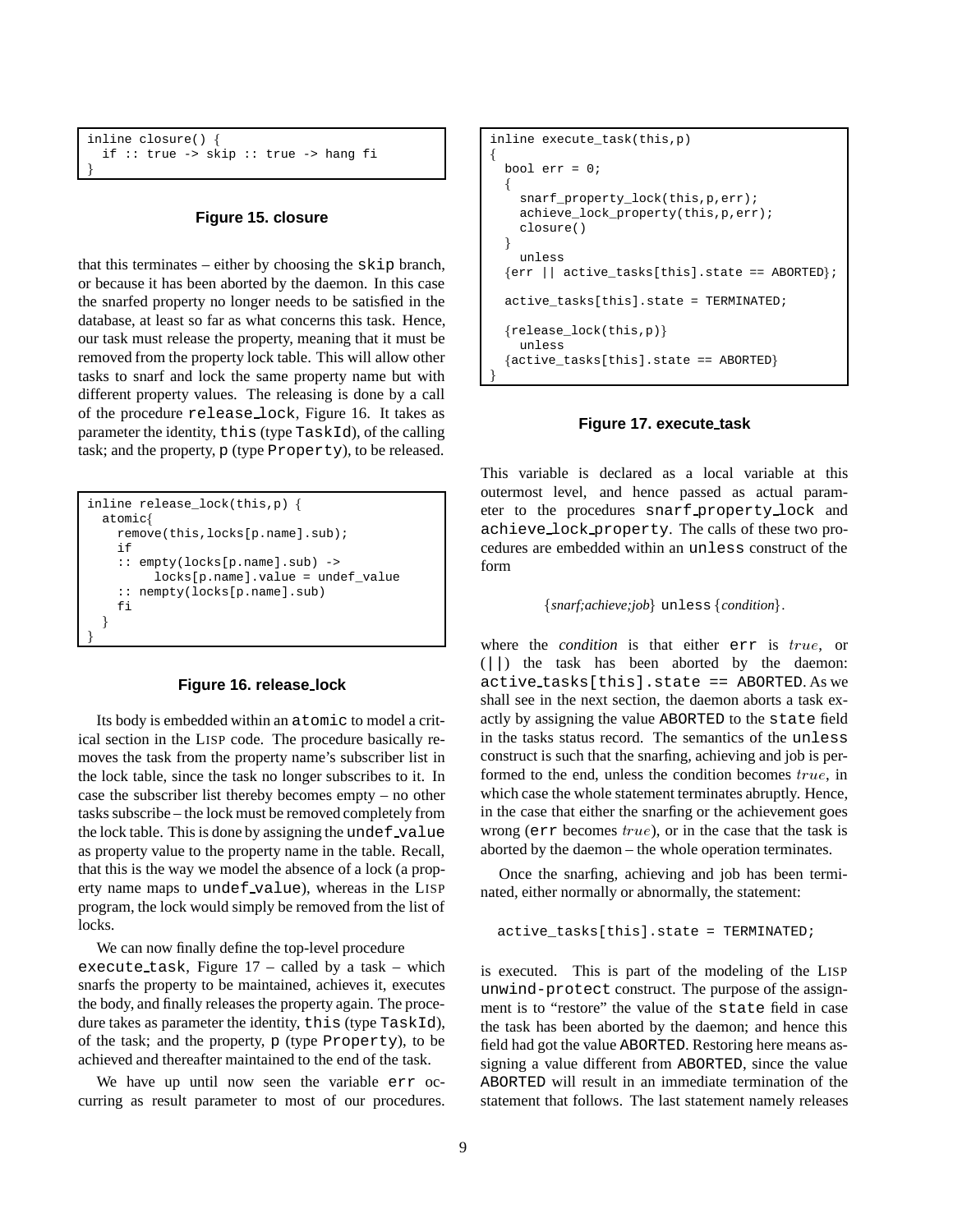```
inline closure() {
  if :: true -> skip :: true -> hang fi
}
```

**Figure 15. closure**

that this terminates – either by choosing the `skip` branch, or because it has been aborted by the daemon. In this case the snarfed property no longer needs to be satisfied in the database, at least so far as what concerns this task. Hence, our task must release the property, meaning that it must be removed from the property lock table. This will allow other tasks to snarf and lock the same property name but with different property values. The releasing is done by a call of the procedure `release_lock`, Figure 16. It takes as parameter the identity, `this` (type `TaskId`), of the calling task; and the property, `p` (type `Property`), to be released.

```
inline release_lock(this,p) {
  atomic{
    remove(this,locks[p.name].sub);
    if
    :: empty(locks[p.name].sub) ->
         locks[p.name].value = undef_value
    :: nempty(locks[p.name].sub)
    fi
  }
}
```

**Figure 16. release_lock**

Its body is embedded within an `atomic` to model a critical section in the LISP code. The procedure basically removes the task from the property name's subscriber list in the lock table, since the task no longer subscribes to it. In case the subscriber list thereby becomes empty – no other tasks subscribe – the lock must be removed completely from the lock table. This is done by assigning the `undef_value` as property value to the property name in the table. Recall, that this is the way we model the absence of a lock (a property name maps to `undef_value`), whereas in the LISP program, the lock would simply be removed from the list of locks.

We can now finally define the top-level procedure `execute_task`, Figure 17 – called by a task – which snarfs the property to be maintained, achieves it, executes the body, and finally releases the property again. The procedure takes as parameter the identity, `this` (type `TaskId`), of the task; and the property, `p` (type `Property`), to be achieved and thereafter maintained to the end of the task.

We have up until now seen the variable `err` occurring as result parameter to most of our procedures.

```
inline execute_task(this,p)
{
  bool err = 0;
  {
    snarf_property_lock(this,p,err);
    achieve_lock_property(this,p,err);
    closure()
  }
    unless
  {err || active_tasks[this].state == ABORTED};

  active_tasks[this].state = TERMINATED;

  {release_lock(this,p)}
    unless
  {active_tasks[this].state == ABORTED}
}
```

**Figure 17. execute_task**

This variable is declared as a local variable at this outermost level, and hence passed as actual parameter to the procedures `snarf_property_lock` and `achieve_lock_property`. The calls of these two procedures are embedded within an `unless` construct of the form

{*snarf;achieve;job*} `unless` {*condition*}.

where the *condition* is that either `err` is $true$, or (`||`) the task has been aborted by the daemon: `active_tasks[this].state == ABORTED`. As we shall see in the next section, the daemon aborts a task exactly by assigning the value `ABORTED` to the `state` field in the tasks status record. The semantics of the `unless` construct is such that the snarfing, achieving and job is performed to the end, unless the condition becomes $true$, in which case the whole statement terminates abruptly. Hence, in the case that either the snarfing or the achievement goes wrong (`err` becomes $true$), or in the case that the task is aborted by the daemon – the whole operation terminates.

Once the snarfing, achieving and job has been terminated, either normally or abnormally, the statement:

```
active_tasks[this].state = TERMINATED;
```

is executed. This is part of the modeling of the LISP `unwind-protect` construct. The purpose of the assignment is to "restore" the value of the `state` field in case the task has been aborted by the daemon; and hence this field had got the value `ABORTED`. Restoring here means assigning a value different from `ABORTED`, since the value `ABORTED` will result in an immediate termination of the statement that follows. The last statement namely releases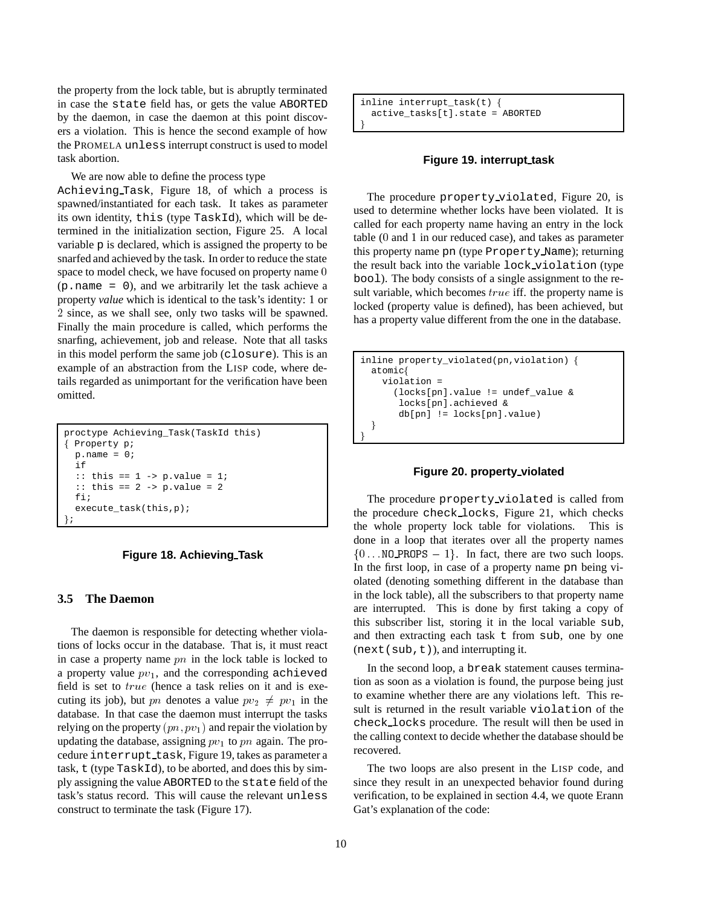the property from the lock table, but is abruptly terminated in case the state field has, or gets the value ABORTED by the daemon, in case the daemon at this point discovers a violation. This is hence the second example of how the PROMELA unless interrupt construct is used to model task abortion.

We are now able to define the process type Achieving_Task, Figure 18, of which a process is spawned/instantiated for each task. It takes as parameter its own identity, this (type TaskId), which will be determined in the initialization section, Figure 25. A local variable p is declared, which is assigned the property to be snarfed and achieved by the task. In order to reduce the state space to model check, we have focused on property name 0 (p.name = 0), and we arbitrarily let the task achieve a property *value* which is identical to the task's identity: 1 or 2 since, as we shall see, only two tasks will be spawned. Finally the main procedure is called, which performs the snarfing, achievement, job and release. Note that all tasks in this model perform the same job (closure). This is an example of an abstraction from the LISP code, where details regarded as unimportant for the verification have been omitted.

```
proctype Achieving_Task(TaskId this)
{ Property p;
  p.name = 0;
  if
  :: this == 1 -> p.value = 1;
  :: this == 2 -> p.value = 2
  fi;
  execute_task(this,p);
};
```

**Figure 18. Achieving_Task**

### 3.5 The Daemon

The daemon is responsible for detecting whether violations of locks occur in the database. That is, it must react in case a property name $pn$ in the lock table is locked to a property value $pv_1$, and the corresponding achieved field is set to $true$ (hence a task relies on it and is executing its job), but $pn$ denotes a value $pv_2 \neq pv_1$ in the database. In that case the daemon must interrupt the tasks relying on the property $(pn, pv_1)$ and repair the violation by updating the database, assigning $pv_1$ to $pn$ again. The procedure interrupt_task, Figure 19, takes as parameter a task, t (type TaskId), to be aborted, and does this by simply assigning the value ABORTED to the state field of the task's status record. This will cause the relevant unless construct to terminate the task (Figure 17).

```
inline interrupt_task(t) {
  active_tasks[t].state = ABORTED
}
```

**Figure 19. interrupt_task**

The procedure property_violated, Figure 20, is used to determine whether locks have been violated. It is called for each property name having an entry in the lock table (0 and 1 in our reduced case), and takes as parameter this property name pn (type Property_Name); returning the result back into the variable lock_violation (type bool). The body consists of a single assignment to the result variable, which becomes $true$ iff. the property name is locked (property value is defined), has been achieved, but has a property value different from the one in the database.

```
inline property_violated(pn,violation) {
  atomic{
    violation =
      (locks[pn].value != undef_value &
       locks[pn].achieved &
       db[pn] != locks[pn].value)
  }
}
```

**Figure 20. property_violated**

The procedure property_violated is called from the procedure check_locks, Figure 21, which checks the whole property lock table for violations. This is done in a loop that iterates over all the property names $\{0 \ldots \text{NO\_PROPS} - 1\}$. In fact, there are two such loops. In the first loop, in case of a property name pn being violated (denoting something different in the database than in the lock table), all the subscribers to that property name are interrupted. This is done by first taking a copy of this subscriber list, storing it in the local variable sub, and then extracting each task t from sub, one by one (next(sub,t)), and interrupting it.

In the second loop, a break statement causes termination as soon as a violation is found, the purpose being just to examine whether there are any violations left. This result is returned in the result variable violation of the check_locks procedure. The result will then be used in the calling context to decide whether the database should be recovered.

The two loops are also present in the LISP code, and since they result in an unexpected behavior found during verification, to be explained in section 4.4, we quote Erann Gat's explanation of the code: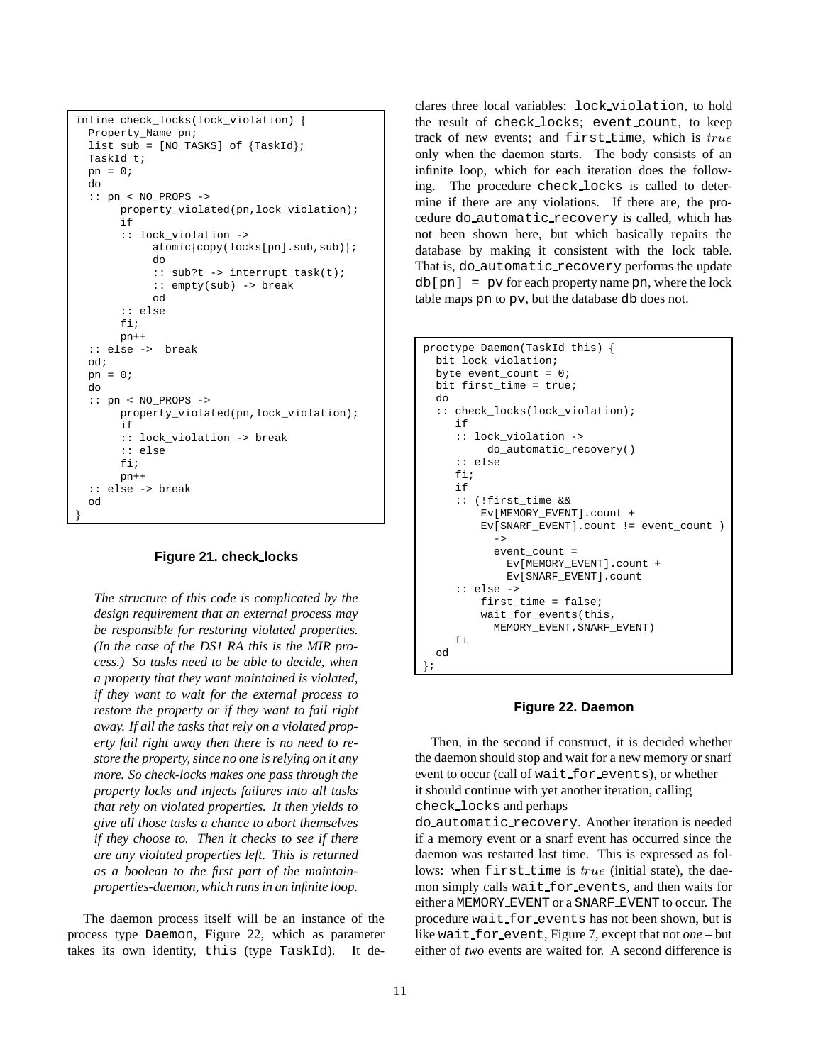```
inline check_locks(lock_violation) {
  Property_Name pn;
  list sub = [NO_TASKS] of {TaskId};
  TaskId t;
  pn = 0;
  do
  :: pn < NO_PROPS ->
       property_violated(pn,lock_violation);
       if
       :: lock_violation ->
            atomic{copy(locks[pn].sub,sub)};
            do
            :: sub?t -> interrupt_task(t);
            :: empty(sub) -> break
            od
       :: else
       fi;
       pn++
  :: else ->  break
  od;
  pn = 0;
  do
  :: pn < NO_PROPS ->
       property_violated(pn,lock_violation);
       if
       :: lock_violation -> break
       :: else
       fi;
       pn++
  :: else -> break
  od
}
```

**Figure 21. check_locks**

*The structure of this code is complicated by the design requirement that an external process may be responsible for restoring violated properties. (In the case of the DS1 RA this is the MIR process.) So tasks need to be able to decide, when a property that they want maintained is violated, if they want to wait for the external process to restore the property or if they want to fail right away. If all the tasks that rely on a violated property fail right away then there is no need to restore the property, since no one is relying on it any more. So check-locks makes one pass through the property locks and injects failures into all tasks that rely on violated properties. It then yields to give all those tasks a chance to abort themselves if they choose to. Then it checks to see if there are any violated properties left. This is returned as a boolean to the first part of the maintain-properties-daemon, which runs in an infinite loop.*

The daemon process itself will be an instance of the process type `Daemon`, Figure 22, which as parameter takes its own identity, `this` (type `TaskId`). It declares three local variables: `lock_violation`, to hold the result of `check_locks`; `event_count`, to keep track of new events; and `first_time`, which is $true$ only when the daemon starts. The body consists of an infinite loop, which for each iteration does the following. The procedure `check_locks` is called to determine if there are any violations. If there are, the procedure `do_automatic_recovery` is called, which has not been shown here, but which basically repairs the database by making it consistent with the lock table. That is, `do_automatic_recovery` performs the update `db[pn] = pv` for each property name `pn`, where the lock table maps `pn` to `pv`, but the database `db` does not.

```
proctype Daemon(TaskId this) {
  bit lock_violation;
  byte event_count = 0;
  bit first_time = true;
  do
  :: check_locks(lock_violation);
     if
     :: lock_violation ->
          do_automatic_recovery()
     :: else
     fi;
     if
     :: (!first_time &&
         Ev[MEMORY_EVENT].count +
         Ev[SNARF_EVENT].count != event_count )
           ->
           event_count =
             Ev[MEMORY_EVENT].count +
             Ev[SNARF_EVENT].count
     :: else ->
         first_time = false;
         wait_for_events(this,
           MEMORY_EVENT,SNARF_EVENT)
     fi
  od
};
```

**Figure 22. Daemon**

Then, in the second if construct, it is decided whether the daemon should stop and wait for a new memory or snarf event to occur (call of `wait_for_events`), or whether it should continue with yet another iteration, calling `check_locks` and perhaps `do_automatic_recovery`. Another iteration is needed if a memory event or a snarf event has occurred since the daemon was restarted last time. This is expressed as follows: when `first_time` is $true$ (initial state), the daemon simply calls `wait_for_events`, and then waits for either a `MEMORY_EVENT` or a `SNARF_EVENT` to occur. The procedure `wait_for_events` has not been shown, but is like `wait_for_event`, Figure 7, except that not *one* – but either of *two* events are waited for. A second difference is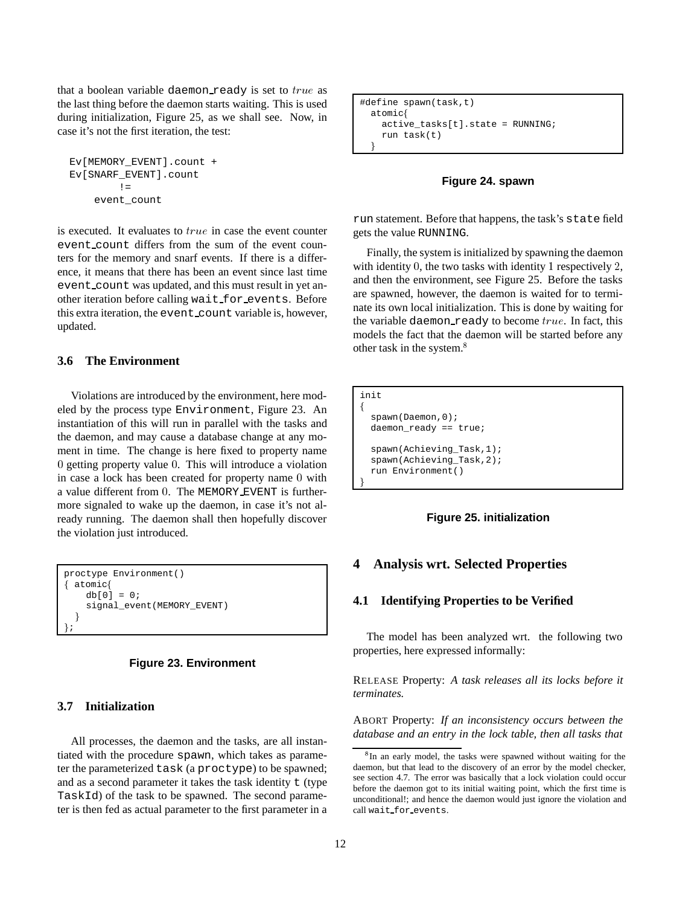that a boolean variable daemon_ready is set to *true* as the last thing before the daemon starts waiting. This is used during initialization, Figure 25, as we shall see. Now, in case it's not the first iteration, the test:

```
Ev[MEMORY_EVENT].count +
Ev[SNARF_EVENT].count
        !=
    event_count
```

is executed. It evaluates to *true* in case the event counter event_count differs from the sum of the event counters for the memory and snarf events. If there is a difference, it means that there has been an event since last time event_count was updated, and this must result in yet another iteration before calling wait_for_events. Before this extra iteration, the event_count variable is, however, updated.

### 3.6 The Environment

Violations are introduced by the environment, here modeled by the process type Environment, Figure 23. An instantiation of this will run in parallel with the tasks and the daemon, and may cause a database change at any moment in time. The change is here fixed to property name 0 getting property value 0. This will introduce a violation in case a lock has been created for property name 0 with a value different from 0. The MEMORY_EVENT is furthermore signaled to wake up the daemon, in case it's not already running. The daemon shall then hopefully discover the violation just introduced.

```
proctype Environment()
{ atomic{
    db[0] = 0;
    signal_event(MEMORY_EVENT)
  }
};
```

**Figure 23. Environment**

### 3.7 Initialization

All processes, the daemon and the tasks, are all instantiated with the procedure spawn, which takes as parameter the parameterized task (a proctype) to be spawned; and as a second parameter it takes the task identity t (type TaskId) of the task to be spawned. The second parameter is then fed as actual parameter to the first parameter in a

```
#define spawn(task,t)
  atomic{
    active_tasks[t].state = RUNNING;
    run task(t)
  }
```

**Figure 24. spawn**

run statement. Before that happens, the task's state field gets the value RUNNING.

Finally, the system is initialized by spawning the daemon with identity 0, the two tasks with identity 1 respectively 2, and then the environment, see Figure 25. Before the tasks are spawned, however, the daemon is waited for to terminate its own local initialization. This is done by waiting for the variable daemon_ready to become *true*. In fact, this models the fact that the daemon will be started before any other task in the system.[8]

```
init
{
  spawn(Daemon,0);
  daemon_ready == true;

  spawn(Achieving_Task,1);
  spawn(Achieving_Task,2);
  run Environment()
}
```

**Figure 25. initialization**

## 4 Analysis wrt. Selected Properties

### 4.1 Identifying Properties to be Verified

The model has been analyzed wrt. the following two properties, here expressed informally:

RELEASE Property: *A task releases all its locks before it terminates.*

ABORT Property: *If an inconsistency occurs between the database and an entry in the lock table, then all tasks that*

[8] In an early model, the tasks were spawned without waiting for the daemon, but that lead to the discovery of an error by the model checker, see section 4.7. The error was basically that a lock violation could occur before the daemon got to its initial waiting point, which the first time is unconditional!; and hence the daemon would just ignore the violation and call wait_for_events.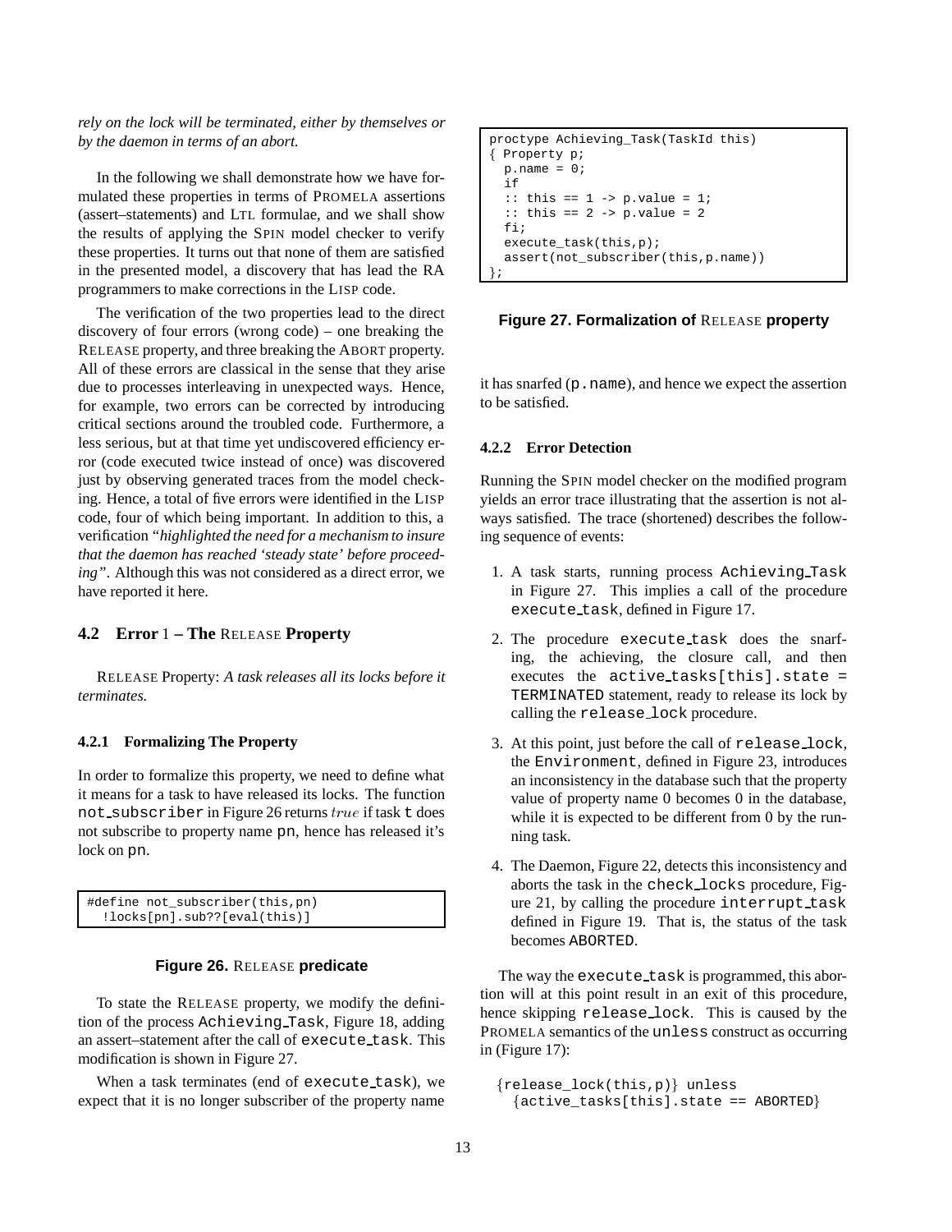*rely on the lock will be terminated, either by themselves or by the daemon in terms of an abort.*

In the following we shall demonstrate how we have formulated these properties in terms of PROMELA assertions (assert–statements) and LTL formulae, and we shall show the results of applying the SPIN model checker to verify these properties. It turns out that none of them are satisfied in the presented model, a discovery that has lead the RA programmers to make corrections in the LISP code.

The verification of the two properties lead to the direct discovery of four errors (wrong code) – one breaking the RELEASE property, and three breaking the ABORT property. All of these errors are classical in the sense that they arise due to processes interleaving in unexpected ways. Hence, for example, two errors can be corrected by introducing critical sections around the troubled code. Furthermore, a less serious, but at that time yet undiscovered efficiency error (code executed twice instead of once) was discovered just by observing generated traces from the model checking. Hence, a total of five errors were identified in the LISP code, four of which being important. In addition to this, a verification "*highlighted the need for a mechanism to insure that the daemon has reached 'steady state' before proceeding*". Although this was not considered as a direct error, we have reported it here.

## 4.2 Error 1 – The RELEASE Property

RELEASE Property: *A task releases all its locks before it terminates.*

### 4.2.1 Formalizing The Property

In order to formalize this property, we need to define what it means for a task to have released its locks. The function `not_subscriber` in Figure 26 returns $true$ if task `t` does not subscribe to property name `pn`, hence has released it's lock on `pn`.

```
#define not_subscriber(this,pn)
  !locks[pn].sub??[eval(this)]
```

**Figure 26.** RELEASE **predicate**

To state the RELEASE property, we modify the definition of the process `Achieving_Task`, Figure 18, adding an assert–statement after the call of `execute_task`. This modification is shown in Figure 27.

When a task terminates (end of `execute_task`), we expect that it is no longer subscriber of the property name it has snarfed (`p.name`), and hence we expect the assertion to be satisfied.

```
proctype Achieving_Task(TaskId this)
{ Property p;
  p.name = 0;
  if
  :: this == 1 -> p.value = 1;
  :: this == 2 -> p.value = 2
  fi;
  execute_task(this,p);
  assert(not_subscriber(this,p.name))
};
```

**Figure 27. Formalization of** RELEASE **property**

### 4.2.2 Error Detection

Running the SPIN model checker on the modified program yields an error trace illustrating that the assertion is not always satisfied. The trace (shortened) describes the following sequence of events:

1. A task starts, running process `Achieving_Task` in Figure 27. This implies a call of the procedure `execute_task`, defined in Figure 17.
2. The procedure `execute_task` does the snarfing, the achieving, the closure call, and then executes the `active_tasks[this].state = TERMINATED` statement, ready to release its lock by calling the `release_lock` procedure.
3. At this point, just before the call of `release_lock`, the `Environment`, defined in Figure 23, introduces an inconsistency in the database such that the property value of property name 0 becomes 0 in the database, while it is expected to be different from 0 by the running task.
4. The Daemon, Figure 22, detects this inconsistency and aborts the task in the `check_locks` procedure, Figure 21, by calling the procedure `interrupt_task` defined in Figure 19. That is, the status of the task becomes `ABORTED`.

The way the `execute_task` is programmed, this abortion will at this point result in an exit of this procedure, hence skipping `release_lock`. This is caused by the PROMELA semantics of the `unless` construct as occurring in (Figure 17):

```
{release_lock(this,p)} unless
  {active_tasks[this].state == ABORTED}
```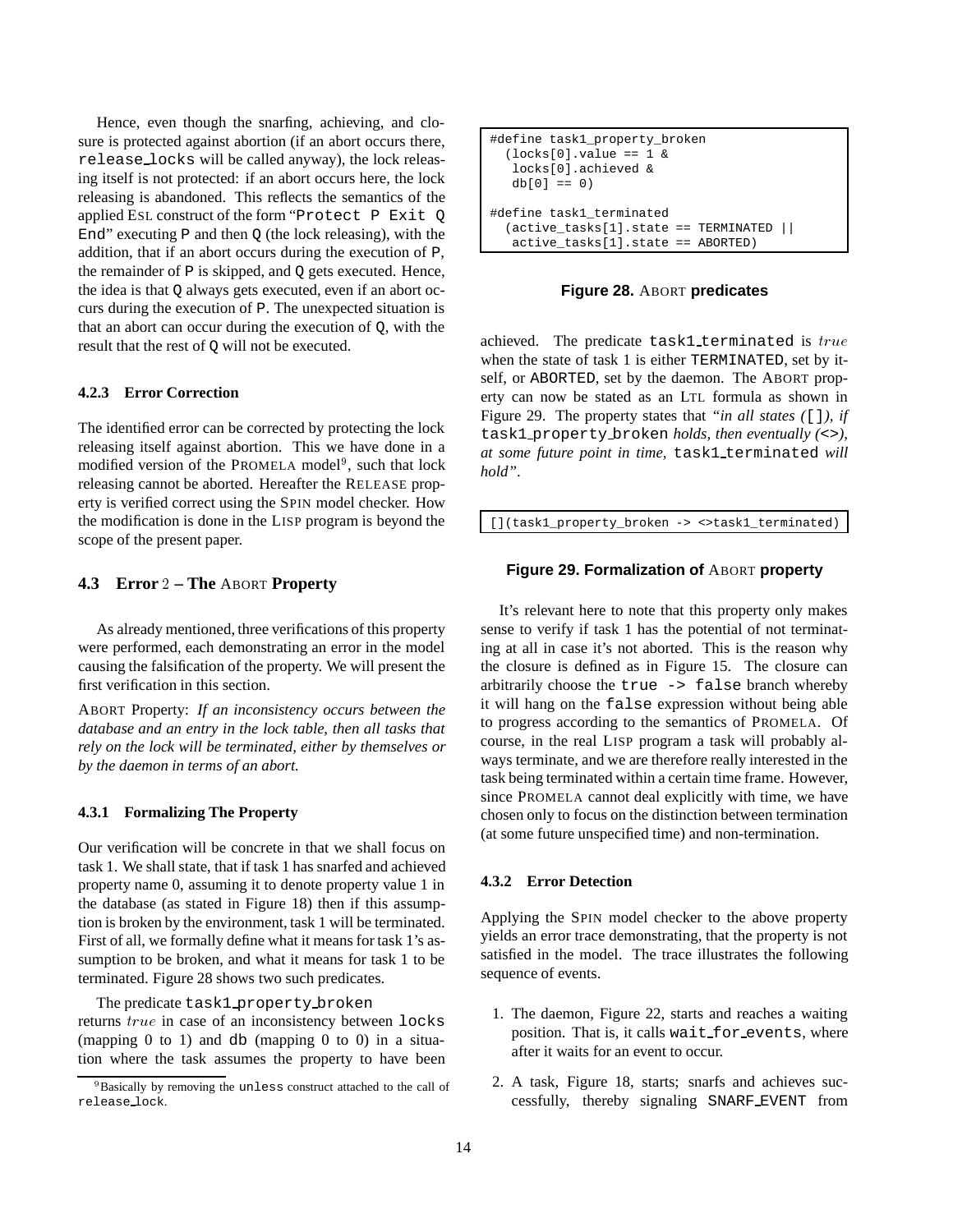Hence, even though the snarfing, achieving, and closure is protected against abortion (if an abort occurs there, `release_locks` will be called anyway), the lock releasing itself is not protected: if an abort occurs here, the lock releasing is abandoned. This reflects the semantics of the applied ESL construct of the form "`Protect P Exit Q End`" executing `P` and then `Q` (the lock releasing), with the addition, that if an abort occurs during the execution of `P`, the remainder of `P` is skipped, and `Q` gets executed. Hence, the idea is that `Q` always gets executed, even if an abort occurs during the execution of `P`. The unexpected situation is that an abort can occur during the execution of `Q`, with the result that the rest of `Q` will not be executed.

#### 4.2.3 Error Correction

The identified error can be corrected by protecting the lock releasing itself against abortion. This we have done in a modified version of the PROMELA model[9], such that lock releasing cannot be aborted. Hereafter the RELEASE property is verified correct using the SPIN model checker. How the modification is done in the LISP program is beyond the scope of the present paper.

### 4.3 Error 2 – The ABORT Property

As already mentioned, three verifications of this property were performed, each demonstrating an error in the model causing the falsification of the property. We will present the first verification in this section.

ABORT Property: *If an inconsistency occurs between the database and an entry in the lock table, then all tasks that rely on the lock will be terminated, either by themselves or by the daemon in terms of an abort.*

#### 4.3.1 Formalizing The Property

Our verification will be concrete in that we shall focus on task 1. We shall state, that if task 1 has snarfed and achieved property name 0, assuming it to denote property value 1 in the database (as stated in Figure 18) then if this assumption is broken by the environment, task 1 will be terminated. First of all, we formally define what it means for task 1's assumption to be broken, and what it means for task 1 to be terminated. Figure 28 shows two such predicates.

The predicate `task1_property_broken` returns $true$ in case of an inconsistency between `locks` (mapping 0 to 1) and `db` (mapping 0 to 0) in a situation where the task assumes the property to have been achieved. The predicate `task1_terminated` is $true$ when the state of task 1 is either `TERMINATED`, set by itself, or `ABORTED`, set by the daemon. The ABORT property can now be stated as an LTL formula as shown in Figure 29. The property states that *"in all states (*`[]`*), if* `task1_property_broken` *holds, then eventually (*`<>`*), at some future point in time,* `task1_terminated` *will hold"*.

```
#define task1_property_broken
  (locks[0].value == 1 &
   locks[0].achieved &
   db[0] == 0)

#define task1_terminated
  (active_tasks[1].state == TERMINATED ||
   active_tasks[1].state == ABORTED)
```

**Figure 28.** ABORT **predicates**

```
[](task1_property_broken -> <>task1_terminated)
```

**Figure 29. Formalization of** ABORT **property**

It's relevant here to note that this property only makes sense to verify if task 1 has the potential of not terminating at all in case it's not aborted. This is the reason why the closure is defined as in Figure 15. The closure can arbitrarily choose the `true -> false` branch whereby it will hang on the `false` expression without being able to progress according to the semantics of PROMELA. Of course, in the real LISP program a task will probably always terminate, and we are therefore really interested in the task being terminated within a certain time frame. However, since PROMELA cannot deal explicitly with time, we have chosen only to focus on the distinction between termination (at some future unspecified time) and non-termination.

#### 4.3.2 Error Detection

Applying the SPIN model checker to the above property yields an error trace demonstrating, that the property is not satisfied in the model. The trace illustrates the following sequence of events.

1. The daemon, Figure 22, starts and reaches a waiting position. That is, it calls `wait_for_events`, where after it waits for an event to occur.
2. A task, Figure 18, starts; snarfs and achieves successfully, thereby signaling `SNARF_EVENT` from

[9] Basically by removing the `unless` construct attached to the call of `release_lock`.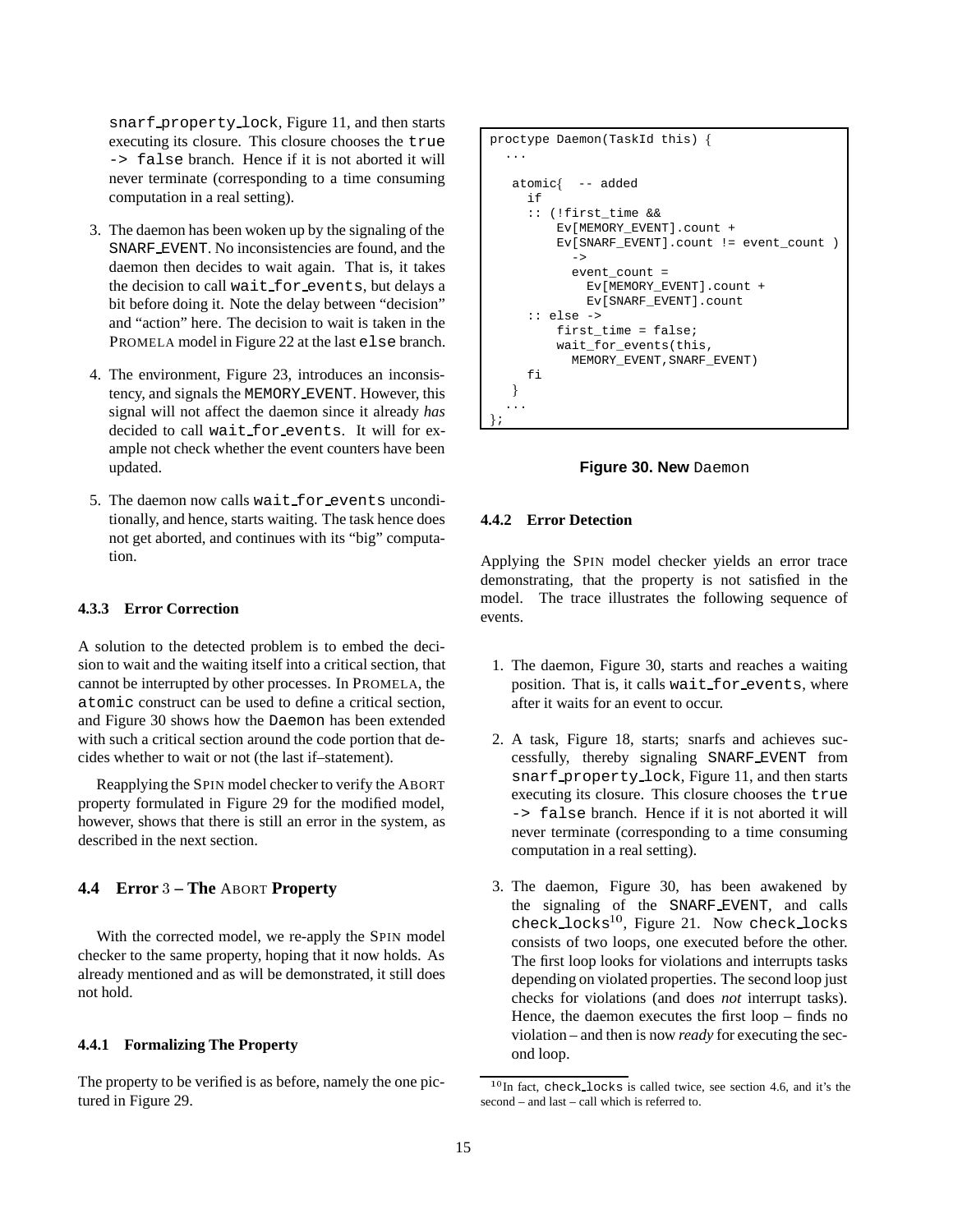snarf_property_lock, Figure 11, and then starts executing its closure. This closure chooses the true -> false branch. Hence if it is not aborted it will never terminate (corresponding to a time consuming computation in a real setting).

3. The daemon has been woken up by the signaling of the SNARF_EVENT. No inconsistencies are found, and the daemon then decides to wait again. That is, it takes the decision to call wait_for_events, but delays a bit before doing it. Note the delay between "decision" and "action" here. The decision to wait is taken in the PROMELA model in Figure 22 at the last else branch.

4. The environment, Figure 23, introduces an inconsistency, and signals the MEMORY_EVENT. However, this signal will not affect the daemon since it already *has* decided to call wait_for_events. It will for example not check whether the event counters have been updated.

5. The daemon now calls wait_for_events unconditionally, and hence, starts waiting. The task hence does not get aborted, and continues with its "big" computation.

#### 4.3.3 Error Correction

A solution to the detected problem is to embed the decision to wait and the waiting itself into a critical section, that cannot be interrupted by other processes. In PROMELA, the atomic construct can be used to define a critical section, and Figure 30 shows how the Daemon has been extended with such a critical section around the code portion that decides whether to wait or not (the last if–statement).

Reapplying the SPIN model checker to verify the ABORT property formulated in Figure 29 for the modified model, however, shows that there is still an error in the system, as described in the next section.

### 4.4 Error 3 – The ABORT Property

With the corrected model, we re-apply the SPIN model checker to the same property, hoping that it now holds. As already mentioned and as will be demonstrated, it still does not hold.

#### 4.4.1 Formalizing The Property

The property to be verified is as before, namely the one pictured in Figure 29.

```
proctype Daemon(TaskId this) {
  ...

   atomic{  -- added
     if
     :: (!first_time &&
         Ev[MEMORY_EVENT].count +
         Ev[SNARF_EVENT].count != event_count )
           ->
           event_count =
             Ev[MEMORY_EVENT].count +
             Ev[SNARF_EVENT].count
     :: else ->
         first_time = false;
         wait_for_events(this,
           MEMORY_EVENT,SNARF_EVENT)
     fi
   }
  ...
};
```

**Figure 30. New Daemon**

#### 4.4.2 Error Detection

Applying the SPIN model checker yields an error trace demonstrating, that the property is not satisfied in the model. The trace illustrates the following sequence of events.

1. The daemon, Figure 30, starts and reaches a waiting position. That is, it calls wait_for_events, where after it waits for an event to occur.

2. A task, Figure 18, starts; snarfs and achieves successfully, thereby signaling SNARF_EVENT from snarf_property_lock, Figure 11, and then starts executing its closure. This closure chooses the true -> false branch. Hence if it is not aborted it will never terminate (corresponding to a time consuming computation in a real setting).

3. The daemon, Figure 30, has been awakened by the signaling of the SNARF_EVENT, and calls check_locks[10], Figure 21. Now check_locks consists of two loops, one executed before the other. The first loop looks for violations and interrupts tasks depending on violated properties. The second loop just checks for violations (and does *not* interrupt tasks). Hence, the daemon executes the first loop – finds no violation – and then is now *ready* for executing the second loop.

[10] In fact, check_locks is called twice, see section 4.6, and it's the second – and last – call which is referred to.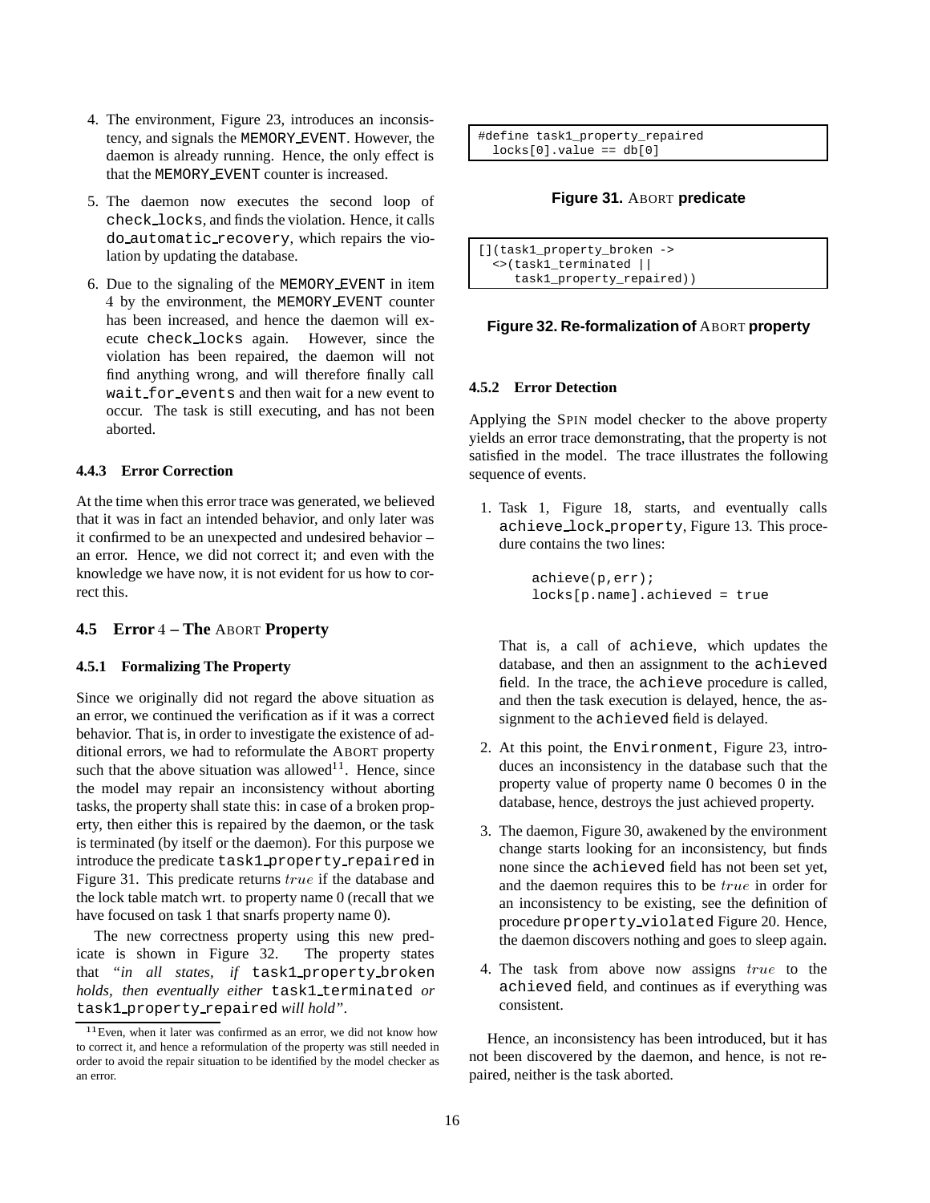4. The environment, Figure 23, introduces an inconsistency, and signals the MEMORY_EVENT. However, the daemon is already running. Hence, the only effect is that the MEMORY_EVENT counter is increased.

5. The daemon now executes the second loop of check_locks, and finds the violation. Hence, it calls do_automatic_recovery, which repairs the violation by updating the database.

6. Due to the signaling of the MEMORY_EVENT in item 4 by the environment, the MEMORY_EVENT counter has been increased, and hence the daemon will execute check_locks again. However, since the violation has been repaired, the daemon will not find anything wrong, and will therefore finally call wait_for_events and then wait for a new event to occur. The task is still executing, and has not been aborted.

#### 4.4.3 Error Correction

At the time when this error trace was generated, we believed that it was in fact an intended behavior, and only later was it confirmed to be an unexpected and undesired behavior – an error. Hence, we did not correct it; and even with the knowledge we have now, it is not evident for us how to correct this.

### 4.5 Error 4 – The ABORT Property

#### 4.5.1 Formalizing The Property

Since we originally did not regard the above situation as an error, we continued the verification as if it was a correct behavior. That is, in order to investigate the existence of additional errors, we had to reformulate the ABORT property such that the above situation was allowed[11]. Hence, since the model may repair an inconsistency without aborting tasks, the property shall state this: in case of a broken property, then either this is repaired by the daemon, or the task is terminated (by itself or the daemon). For this purpose we introduce the predicate task1_property_repaired in Figure 31. This predicate returns $true$ if the database and the lock table match wrt. to property name 0 (recall that we have focused on task 1 that snarfs property name 0).

The new correctness property using this new predicate is shown in Figure 32. The property states that *"in all states, if* task1_property_broken *holds, then eventually either* task1_terminated *or* task1_property_repaired *will hold"*.

[11] Even, when it later was confirmed as an error, we did not know how to correct it, and hence a reformulation of the property was still needed in order to avoid the repair situation to be identified by the model checker as an error.

```
#define task1_property_repaired
  locks[0].value == db[0]
```

**Figure 31.** ABORT **predicate**

```
[](task1_property_broken ->
  <>(task1_terminated ||
     task1_property_repaired))
```

**Figure 32. Re-formalization of** ABORT **property**

#### 4.5.2 Error Detection

Applying the SPIN model checker to the above property yields an error trace demonstrating, that the property is not satisfied in the model. The trace illustrates the following sequence of events.

1. Task 1, Figure 18, starts, and eventually calls achieve_lock_property, Figure 13. This procedure contains the two lines:

   ```
   achieve(p,err);
   locks[p.name].achieved = true
   ```

   That is, a call of achieve, which updates the database, and then an assignment to the achieved field. In the trace, the achieve procedure is called, and then the task execution is delayed, hence, the assignment to the achieved field is delayed.

2. At this point, the Environment, Figure 23, introduces an inconsistency in the database such that the property value of property name 0 becomes 0 in the database, hence, destroys the just achieved property.

3. The daemon, Figure 30, awakened by the environment change starts looking for an inconsistency, but finds none since the achieved field has not been set yet, and the daemon requires this to be $true$ in order for an inconsistency to be existing, see the definition of procedure property_violated Figure 20. Hence, the daemon discovers nothing and goes to sleep again.

4. The task from above now assigns $true$ to the achieved field, and continues as if everything was consistent.

Hence, an inconsistency has been introduced, but it has not been discovered by the daemon, and hence, is not repaired, neither is the task aborted.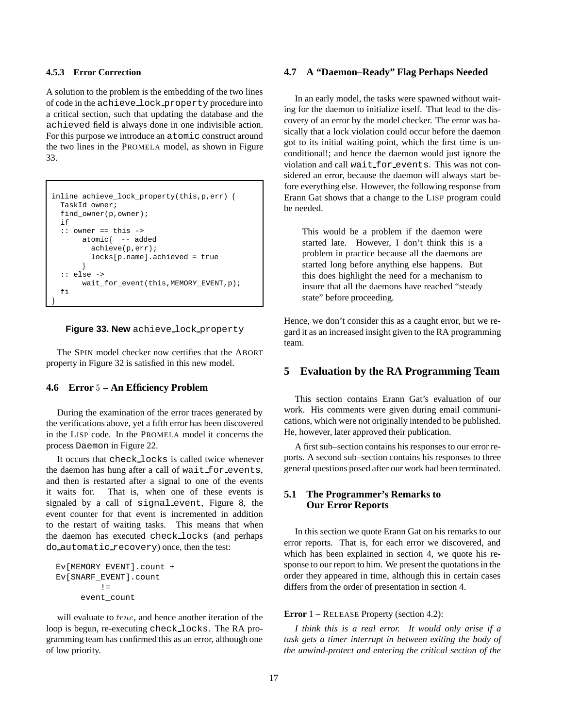#### 4.5.3 Error Correction

A solution to the problem is the embedding of the two lines of code in the achieve_lock_property procedure into a critical section, such that updating the database and the achieved field is always done in one indivisible action. For this purpose we introduce an atomic construct around the two lines in the PROMELA model, as shown in Figure 33.

```
inline achieve_lock_property(this,p,err) {
  TaskId owner;
  find_owner(p,owner);
  if
  :: owner == this ->
       atomic{  -- added
         achieve(p,err);
         locks[p.name].achieved = true
       }
  :: else ->
       wait_for_event(this,MEMORY_EVENT,p);
  fi
}
```

**Figure 33. New** achieve_lock_property

The SPIN model checker now certifies that the ABORT property in Figure 32 is satisfied in this new model.

### 4.6 Error 5 – An Efficiency Problem

During the examination of the error traces generated by the verifications above, yet a fifth error has been discovered in the LISP code. In the PROMELA model it concerns the process Daemon in Figure 22.

It occurs that check_locks is called twice whenever the daemon has hung after a call of wait_for_events, and then is restarted after a signal to one of the events it waits for. That is, when one of these events is signaled by a call of signal_event, Figure 8, the event counter for that event is incremented in addition to the restart of waiting tasks. This means that when the daemon has executed check_locks (and perhaps do_automatic_recovery) once, then the test:

```
Ev[MEMORY_EVENT].count +
Ev[SNARF_EVENT].count
          !=
     event_count
```

will evaluate to $true$, and hence another iteration of the loop is begun, re-executing check_locks. The RA programming team has confirmed this as an error, although one of low priority.

### 4.7 A "Daemon–Ready" Flag Perhaps Needed

In an early model, the tasks were spawned without waiting for the daemon to initialize itself. That lead to the discovery of an error by the model checker. The error was basically that a lock violation could occur before the daemon got to its initial waiting point, which the first time is unconditional!; and hence the daemon would just ignore the violation and call wait_for_events. This was not considered an error, because the daemon will always start before everything else. However, the following response from Erann Gat shows that a change to the LISP program could be needed.

> This would be a problem if the daemon were started late. However, I don't think this is a problem in practice because all the daemons are started long before anything else happens. But this does highlight the need for a mechanism to insure that all the daemons have reached "steady state" before proceeding.

Hence, we don't consider this as a caught error, but we regard it as an increased insight given to the RA programming team.

## 5 Evaluation by the RA Programming Team

This section contains Erann Gat's evaluation of our work. His comments were given during email communications, which were not originally intended to be published. He, however, later approved their publication.

A first sub–section contains his responses to our error reports. A second sub–section contains his responses to three general questions posed after our work had been terminated.

### 5.1 The Programmer's Remarks to Our Error Reports

In this section we quote Erann Gat on his remarks to our error reports. That is, for each error we discovered, and which has been explained in section 4, we quote his response to our report to him. We present the quotations in the order they appeared in time, although this in certain cases differs from the order of presentation in section 4.

**Error** 1 – RELEASE Property (section 4.2):

*I think this is a real error. It would only arise if a task gets a timer interrupt in between exiting the body of the unwind-protect and entering the critical section of the*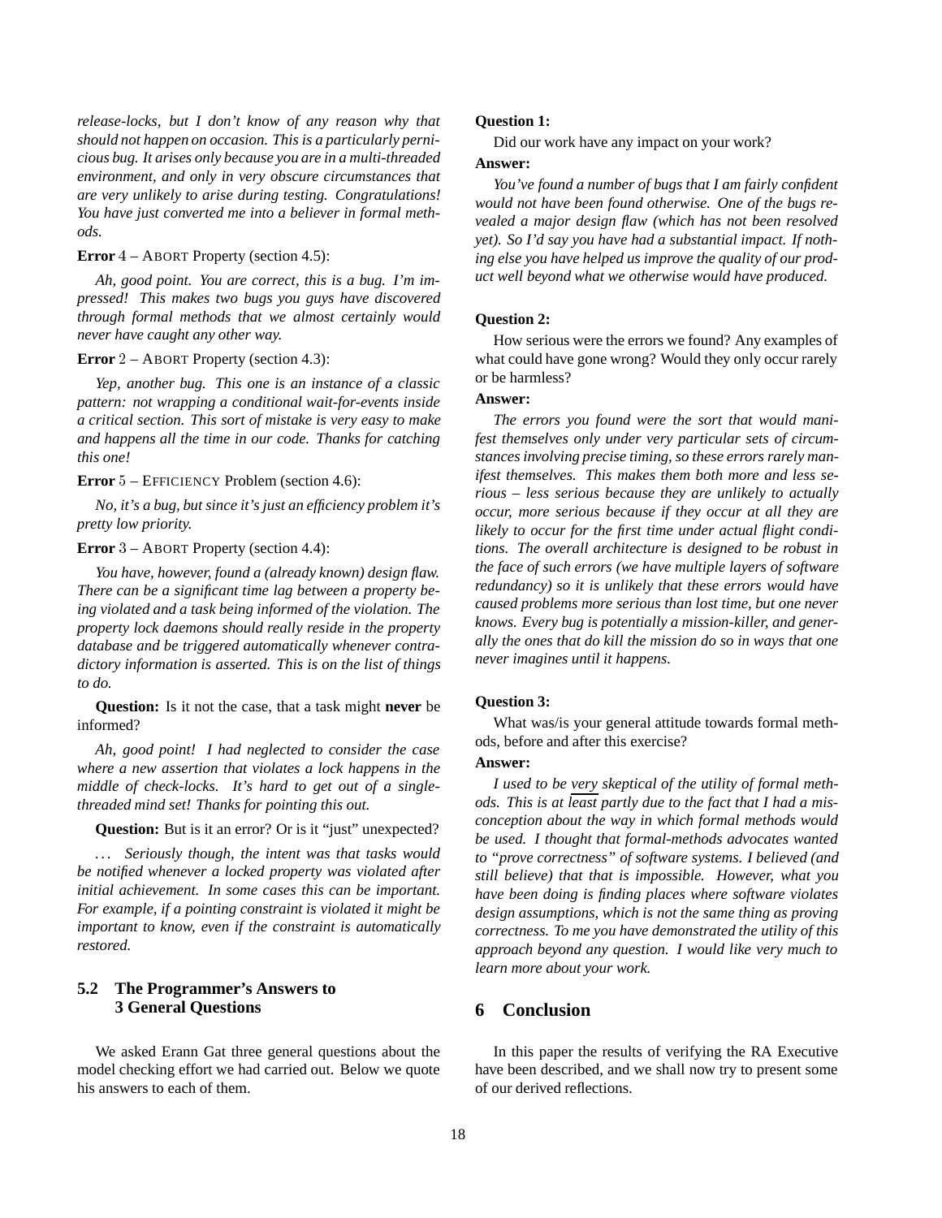*release-locks, but I don't know of any reason why that should not happen on occasion. This is a particularly pernicious bug. It arises only because you are in a multi-threaded environment, and only in very obscure circumstances that are very unlikely to arise during testing. Congratulations! You have just converted me into a believer in formal methods.*

**Error** 4 – ABORT Property (section 4.5):

*Ah, good point. You are correct, this is a bug. I'm impressed! This makes two bugs you guys have discovered through formal methods that we almost certainly would never have caught any other way.*

**Error** 2 – ABORT Property (section 4.3):

*Yep, another bug. This one is an instance of a classic pattern: not wrapping a conditional wait-for-events inside a critical section. This sort of mistake is very easy to make and happens all the time in our code. Thanks for catching this one!*

**Error** 5 – EFFICIENCY Problem (section 4.6):

*No, it's a bug, but since it's just an efficiency problem it's pretty low priority.*

**Error** 3 – ABORT Property (section 4.4):

*You have, however, found a (already known) design flaw. There can be a significant time lag between a property being violated and a task being informed of the violation. The property lock daemons should really reside in the property database and be triggered automatically whenever contradictory information is asserted. This is on the list of things to do.*

**Question:** Is it not the case, that a task might **never** be informed?

*Ah, good point! I had neglected to consider the case where a new assertion that violates a lock happens in the middle of check-locks. It's hard to get out of a single-threaded mind set! Thanks for pointing this out.*

**Question:** But is it an error? Or is it "just" unexpected?

*... Seriously though, the intent was that tasks would be notified whenever a locked property was violated after initial achievement. In some cases this can be important. For example, if a pointing constraint is violated it might be important to know, even if the constraint is automatically restored.*

## 5.2 The Programmer's Answers to 3 General Questions

We asked Erann Gat three general questions about the model checking effort we had carried out. Below we quote his answers to each of them.

**Question 1:**

Did our work have any impact on your work?

**Answer:**

*You've found a number of bugs that I am fairly confident would not have been found otherwise. One of the bugs revealed a major design flaw (which has not been resolved yet). So I'd say you have had a substantial impact. If nothing else you have helped us improve the quality of our product well beyond what we otherwise would have produced.*

**Question 2:**

How serious were the errors we found? Any examples of what could have gone wrong? Would they only occur rarely or be harmless?

**Answer:**

*The errors you found were the sort that would manifest themselves only under very particular sets of circumstances involving precise timing, so these errors rarely manifest themselves. This makes them both more and less serious – less serious because they are unlikely to actually occur, more serious because if they occur at all they are likely to occur for the first time under actual flight conditions. The overall architecture is designed to be robust in the face of such errors (we have multiple layers of software redundancy) so it is unlikely that these errors would have caused problems more serious than lost time, but one never knows. Every bug is potentially a mission-killer, and generally the ones that do kill the mission do so in ways that one never imagines until it happens.*

**Question 3:**

What was/is your general attitude towards formal methods, before and after this exercise?

**Answer:**

*I used to be very skeptical of the utility of formal methods. This is at least partly due to the fact that I had a misconception about the way in which formal methods would be used. I thought that formal-methods advocates wanted to "prove correctness" of software systems. I believed (and still believe) that that is impossible. However, what you have been doing is finding places where software violates design assumptions, which is not the same thing as proving correctness. To me you have demonstrated the utility of this approach beyond any question. I would like very much to learn more about your work.*

# 6 Conclusion

In this paper the results of verifying the RA Executive have been described, and we shall now try to present some of our derived reflections.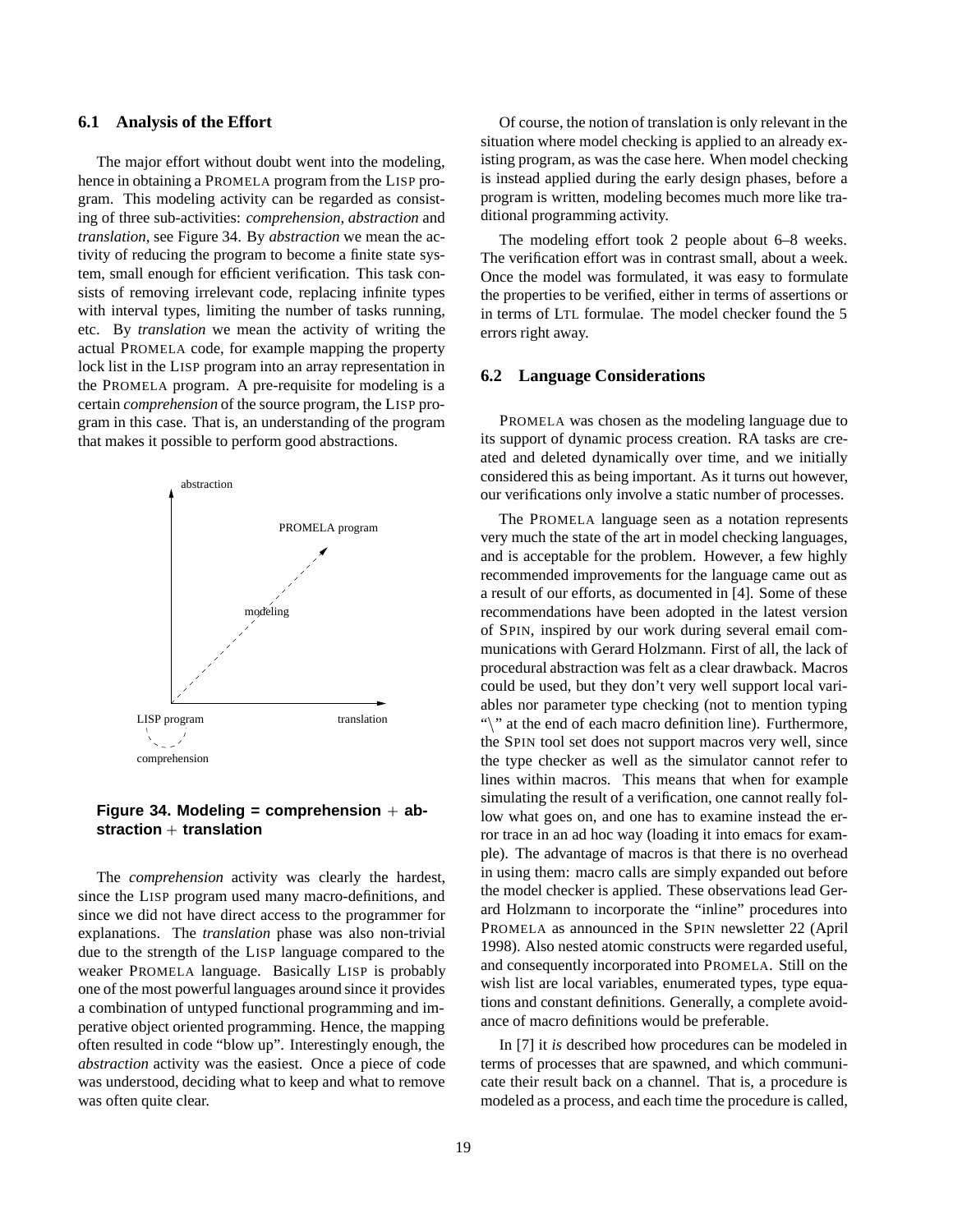### 6.1 Analysis of the Effort

The major effort without doubt went into the modeling, hence in obtaining a PROMELA program from the LISP program. This modeling activity can be regarded as consisting of three sub-activities: *comprehension*, *abstraction* and *translation*, see Figure 34. By *abstraction* we mean the activity of reducing the program to become a finite state system, small enough for efficient verification. This task consists of removing irrelevant code, replacing infinite types with interval types, limiting the number of tasks running, etc. By *translation* we mean the activity of writing the actual PROMELA code, for example mapping the property lock list in the LISP program into an array representation in the PROMELA program. A pre-requisite for modeling is a certain *comprehension* of the source program, the LISP program in this case. That is, an understanding of the program that makes it possible to perform good abstractions.

**Figure 34. Modeling = comprehension + abstraction + translation**

The *comprehension* activity was clearly the hardest, since the LISP program used many macro-definitions, and since we did not have direct access to the programmer for explanations. The *translation* phase was also non-trivial due to the strength of the LISP language compared to the weaker PROMELA language. Basically LISP is probably one of the most powerful languages around since it provides a combination of untyped functional programming and imperative object oriented programming. Hence, the mapping often resulted in code "blow up". Interestingly enough, the *abstraction* activity was the easiest. Once a piece of code was understood, deciding what to keep and what to remove was often quite clear.

Of course, the notion of translation is only relevant in the situation where model checking is applied to an already existing program, as was the case here. When model checking is instead applied during the early design phases, before a program is written, modeling becomes much more like traditional programming activity.

The modeling effort took 2 people about 6–8 weeks. The verification effort was in contrast small, about a week. Once the model was formulated, it was easy to formulate the properties to be verified, either in terms of assertions or in terms of LTL formulae. The model checker found the 5 errors right away.

### 6.2 Language Considerations

PROMELA was chosen as the modeling language due to its support of dynamic process creation. RA tasks are created and deleted dynamically over time, and we initially considered this as being important. As it turns out however, our verifications only involve a static number of processes.

The PROMELA language seen as a notation represents very much the state of the art in model checking languages, and is acceptable for the problem. However, a few highly recommended improvements for the language came out as a result of our efforts, as documented in [4]. Some of these recommendations have been adopted in the latest version of SPIN, inspired by our work during several email communications with Gerard Holzmann. First of all, the lack of procedural abstraction was felt as a clear drawback. Macros could be used, but they don't very well support local variables nor parameter type checking (not to mention typing "\" at the end of each macro definition line). Furthermore, the SPIN tool set does not support macros very well, since the type checker as well as the simulator cannot refer to lines within macros. This means that when for example simulating the result of a verification, one cannot really follow what goes on, and one has to examine instead the error trace in an ad hoc way (loading it into emacs for example). The advantage of macros is that there is no overhead in using them: macro calls are simply expanded out before the model checker is applied. These observations lead Gerard Holzmann to incorporate the "inline" procedures into PROMELA as announced in the SPIN newsletter 22 (April 1998). Also nested atomic constructs were regarded useful, and consequently incorporated into PROMELA. Still on the wish list are local variables, enumerated types, type equations and constant definitions. Generally, a complete avoidance of macro definitions would be preferable.

In [7] it *is* described how procedures can be modeled in terms of processes that are spawned, and which communicate their result back on a channel. That is, a procedure is modeled as a process, and each time the procedure is called,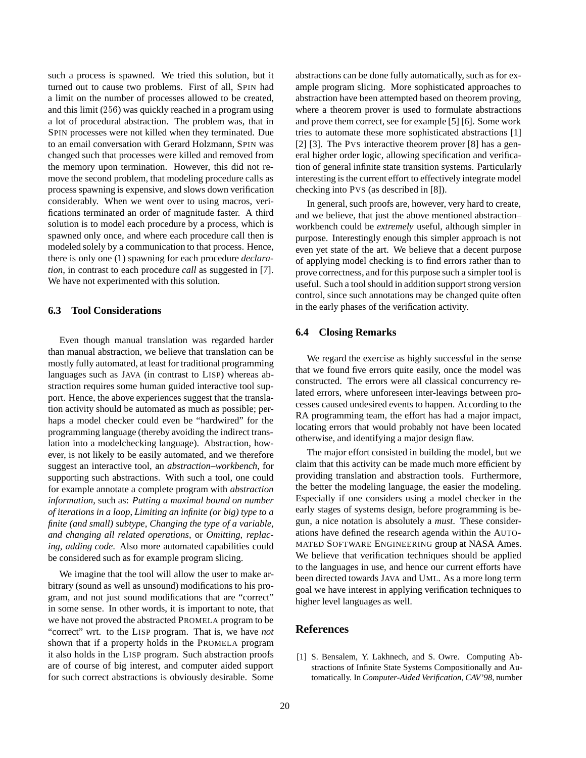such a process is spawned. We tried this solution, but it turned out to cause two problems. First of all, SPIN had a limit on the number of processes allowed to be created, and this limit (256) was quickly reached in a program using a lot of procedural abstraction. The problem was, that in SPIN processes were not killed when they terminated. Due to an email conversation with Gerard Holzmann, SPIN was changed such that processes were killed and removed from the memory upon termination. However, this did not remove the second problem, that modeling procedure calls as process spawning is expensive, and slows down verification considerably. When we went over to using macros, verifications terminated an order of magnitude faster. A third solution is to model each procedure by a process, which is spawned only once, and where each procedure call then is modeled solely by a communication to that process. Hence, there is only one (1) spawning for each procedure *declaration*, in contrast to each procedure *call* as suggested in [7]. We have not experimented with this solution.

### 6.3 Tool Considerations

Even though manual translation was regarded harder than manual abstraction, we believe that translation can be mostly fully automated, at least for traditional programming languages such as JAVA (in contrast to LISP) whereas abstraction requires some human guided interactive tool support. Hence, the above experiences suggest that the translation activity should be automated as much as possible; perhaps a model checker could even be "hardwired" for the programming language (thereby avoiding the indirect translation into a modelchecking language). Abstraction, however, is not likely to be easily automated, and we therefore suggest an interactive tool, an *abstraction–workbench*, for supporting such abstractions. With such a tool, one could for example annotate a complete program with *abstraction information*, such as: *Putting a maximal bound on number of iterations in a loop*, *Limiting an infinite (or big) type to a finite (and small) subtype*, *Changing the type of a variable, and changing all related operations*, or *Omitting, replacing, adding code*. Also more automated capabilities could be considered such as for example program slicing.

We imagine that the tool will allow the user to make arbitrary (sound as well as unsound) modifications to his program, and not just sound modifications that are "correct" in some sense. In other words, it is important to note, that we have not proved the abstracted PROMELA program to be "correct" wrt. to the LISP program. That is, we have *not* shown that if a property holds in the PROMELA program it also holds in the LISP program. Such abstraction proofs are of course of big interest, and computer aided support for such correct abstractions is obviously desirable. Some abstractions can be done fully automatically, such as for example program slicing. More sophisticated approaches to abstraction have been attempted based on theorem proving, where a theorem prover is used to formulate abstractions and prove them correct, see for example [5] [6]. Some work tries to automate these more sophisticated abstractions [1] [2] [3]. The PVS interactive theorem prover [8] has a general higher order logic, allowing specification and verification of general infinite state transition systems. Particularly interesting is the current effort to effectively integrate model checking into PVS (as described in [8]).

In general, such proofs are, however, very hard to create, and we believe, that just the above mentioned abstraction–workbench could be *extremely* useful, although simpler in purpose. Interestingly enough this simpler approach is not even yet state of the art. We believe that a decent purpose of applying model checking is to find errors rather than to prove correctness, and for this purpose such a simpler tool is useful. Such a tool should in addition support strong version control, since such annotations may be changed quite often in the early phases of the verification activity.

### 6.4 Closing Remarks

We regard the exercise as highly successful in the sense that we found five errors quite easily, once the model was constructed. The errors were all classical concurrency related errors, where unforeseen inter-leavings between processes caused undesired events to happen. According to the RA programming team, the effort has had a major impact, locating errors that would probably not have been located otherwise, and identifying a major design flaw.

The major effort consisted in building the model, but we claim that this activity can be made much more efficient by providing translation and abstraction tools. Furthermore, the better the modeling language, the easier the modeling. Especially if one considers using a model checker in the early stages of systems design, before programming is begun, a nice notation is absolutely a *must*. These considerations have defined the research agenda within the AUTOMATED SOFTWARE ENGINEERING group at NASA Ames. We believe that verification techniques should be applied to the languages in use, and hence our current efforts have been directed towards JAVA and UML. As a more long term goal we have interest in applying verification techniques to higher level languages as well.

## References

[1] S. Bensalem, Y. Lakhnech, and S. Owre. Computing Abstractions of Infinite State Systems Compositionally and Automatically. In *Computer-Aided Verification, CAV'98*, number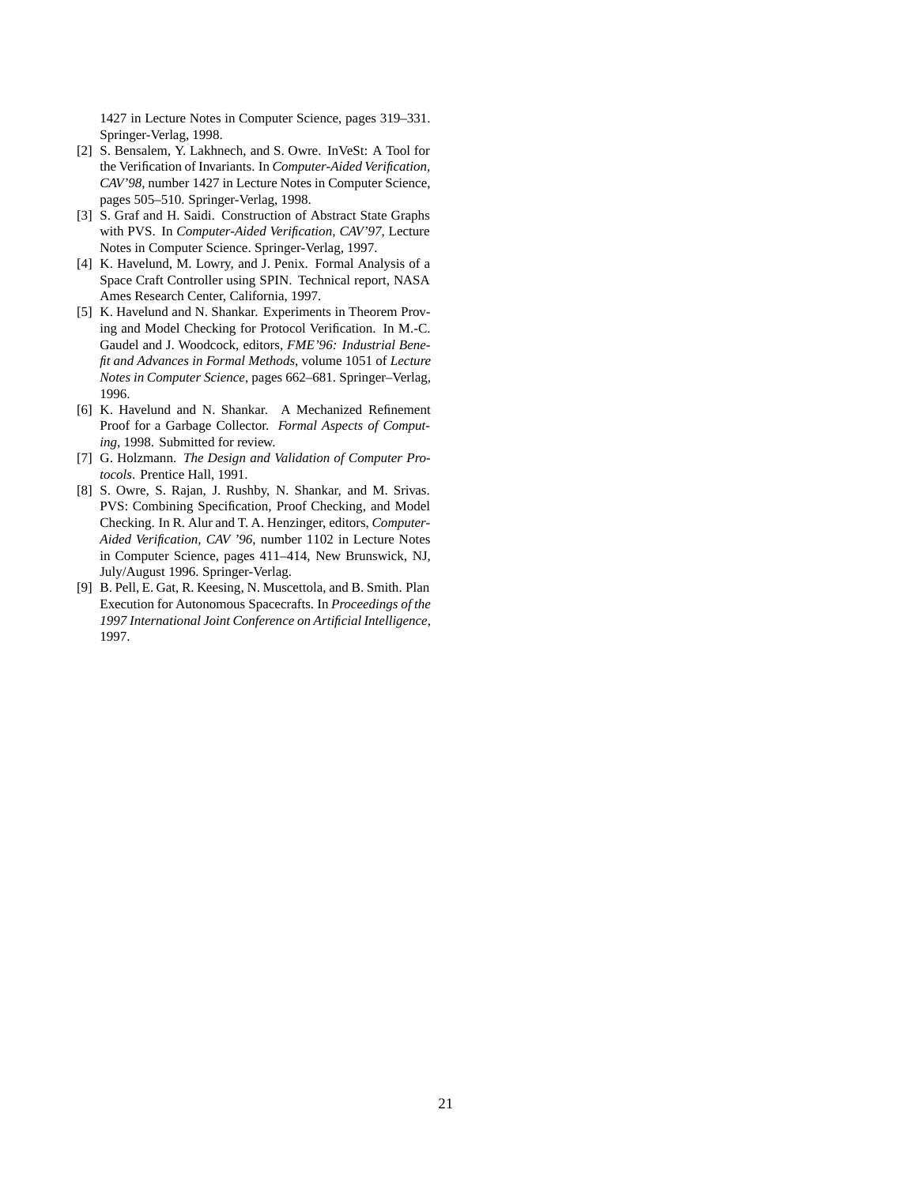1427 in Lecture Notes in Computer Science, pages 319–331. Springer-Verlag, 1998.

[2] S. Bensalem, Y. Lakhnech, and S. Owre. InVeSt: A Tool for the Verification of Invariants. In *Computer-Aided Verification, CAV'98*, number 1427 in Lecture Notes in Computer Science, pages 505–510. Springer-Verlag, 1998.

[3] S. Graf and H. Saidi. Construction of Abstract State Graphs with PVS. In *Computer-Aided Verification, CAV'97*, Lecture Notes in Computer Science. Springer-Verlag, 1997.

[4] K. Havelund, M. Lowry, and J. Penix. Formal Analysis of a Space Craft Controller using SPIN. Technical report, NASA Ames Research Center, California, 1997.

[5] K. Havelund and N. Shankar. Experiments in Theorem Proving and Model Checking for Protocol Verification. In M.-C. Gaudel and J. Woodcock, editors, *FME'96: Industrial Benefit and Advances in Formal Methods*, volume 1051 of *Lecture Notes in Computer Science*, pages 662–681. Springer–Verlag, 1996.

[6] K. Havelund and N. Shankar. A Mechanized Refinement Proof for a Garbage Collector. *Formal Aspects of Computing*, 1998. Submitted for review.

[7] G. Holzmann. *The Design and Validation of Computer Protocols*. Prentice Hall, 1991.

[8] S. Owre, S. Rajan, J. Rushby, N. Shankar, and M. Srivas. PVS: Combining Specification, Proof Checking, and Model Checking. In R. Alur and T. A. Henzinger, editors, *Computer-Aided Verification, CAV '96*, number 1102 in Lecture Notes in Computer Science, pages 411–414, New Brunswick, NJ, July/August 1996. Springer-Verlag.

[9] B. Pell, E. Gat, R. Keesing, N. Muscettola, and B. Smith. Plan Execution for Autonomous Spacecrafts. In *Proceedings of the 1997 International Joint Conference on Artificial Intelligence*, 1997.